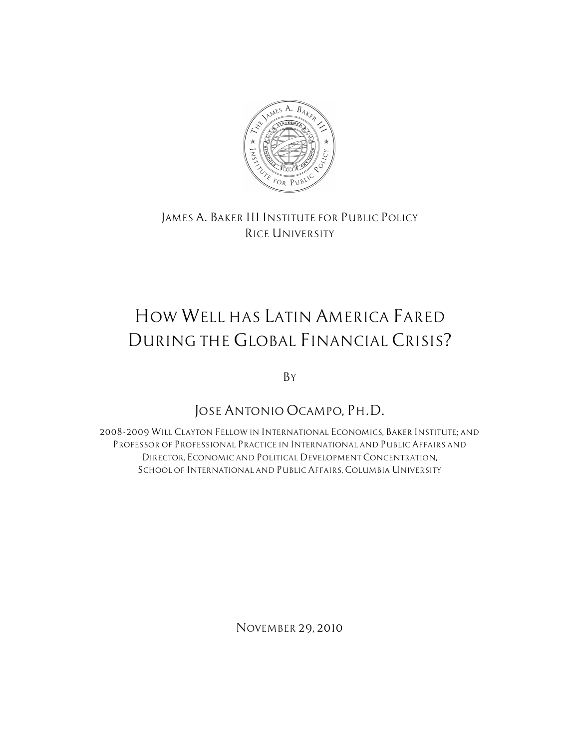James A. Baker III Institute for Public Policy
Rice University

# How Well has Latin America Fared During the Global Financial Crisis?

By

Jose Antonio Ocampo, Ph.D.

2008-2009 Will Clayton Fellow in International Economics, Baker Institute; and Professor of Professional Practice in International and Public Affairs and Director, Economic and Political Development Concentration, School of International and Public Affairs, Columbia University

November 29, 2010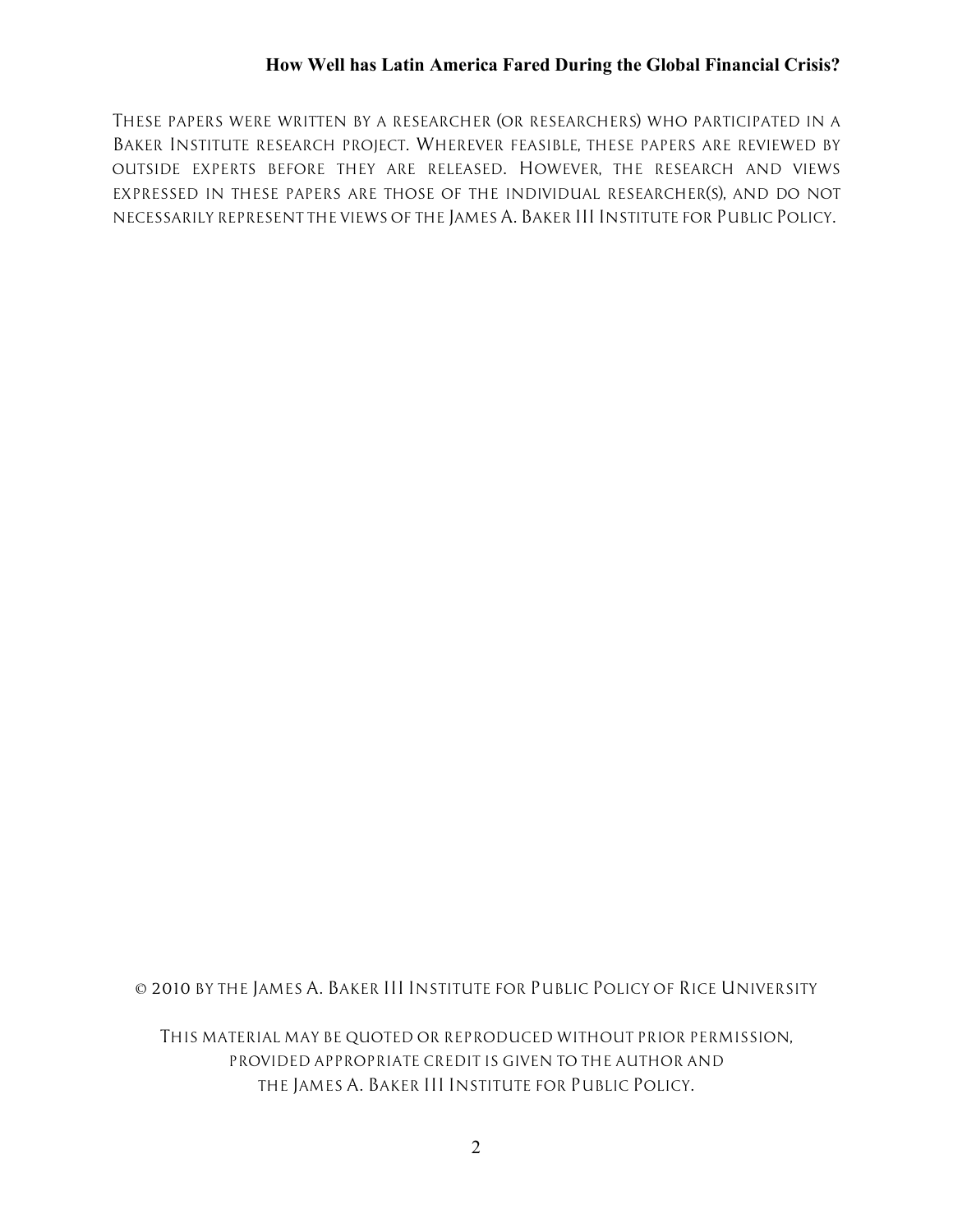These papers were written by a researcher (or researchers) who participated in a Baker Institute research project. Wherever feasible, these papers are reviewed by outside experts before they are released. However, the research and views expressed in these papers are those of the individual researcher(s), and do not necessarily represent the views of the James A. Baker III Institute for Public Policy.

© 2010 by the James A. Baker III Institute for Public Policy of Rice University

This material may be quoted or reproduced without prior permission, provided appropriate credit is given to the author and the James A. Baker III Institute for Public Policy.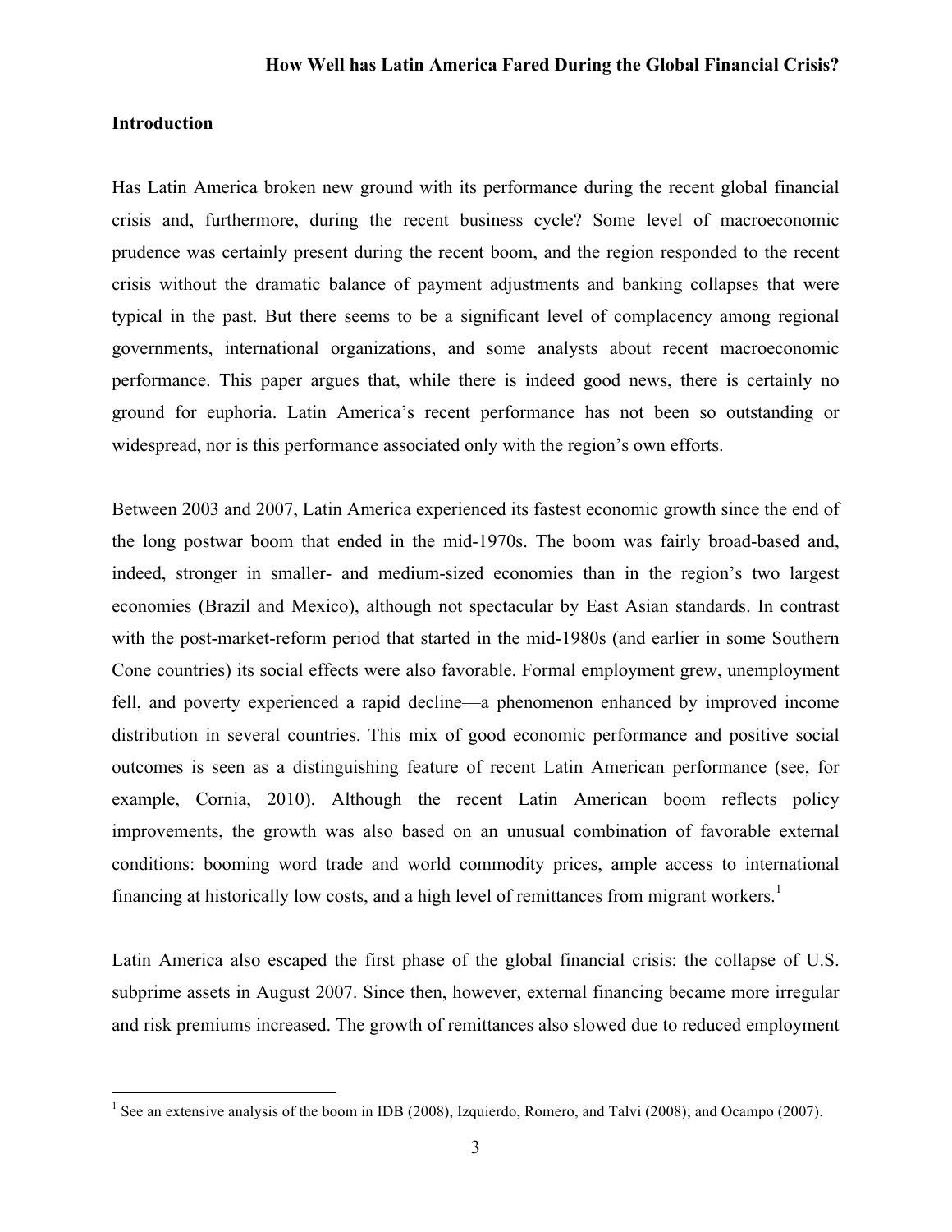## Introduction

Has Latin America broken new ground with its performance during the recent global financial crisis and, furthermore, during the recent business cycle? Some level of macroeconomic prudence was certainly present during the recent boom, and the region responded to the recent crisis without the dramatic balance of payment adjustments and banking collapses that were typical in the past. But there seems to be a significant level of complacency among regional governments, international organizations, and some analysts about recent macroeconomic performance. This paper argues that, while there is indeed good news, there is certainly no ground for euphoria. Latin America's recent performance has not been so outstanding or widespread, nor is this performance associated only with the region's own efforts.

Between 2003 and 2007, Latin America experienced its fastest economic growth since the end of the long postwar boom that ended in the mid-1970s. The boom was fairly broad-based and, indeed, stronger in smaller- and medium-sized economies than in the region's two largest economies (Brazil and Mexico), although not spectacular by East Asian standards. In contrast with the post-market-reform period that started in the mid-1980s (and earlier in some Southern Cone countries) its social effects were also favorable. Formal employment grew, unemployment fell, and poverty experienced a rapid decline—a phenomenon enhanced by improved income distribution in several countries. This mix of good economic performance and positive social outcomes is seen as a distinguishing feature of recent Latin American performance (see, for example, Cornia, 2010). Although the recent Latin American boom reflects policy improvements, the growth was also based on an unusual combination of favorable external conditions: booming word trade and world commodity prices, ample access to international financing at historically low costs, and a high level of remittances from migrant workers.[1]

Latin America also escaped the first phase of the global financial crisis: the collapse of U.S. subprime assets in August 2007. Since then, however, external financing became more irregular and risk premiums increased. The growth of remittances also slowed due to reduced employment

[1] See an extensive analysis of the boom in IDB (2008), Izquierdo, Romero, and Talvi (2008); and Ocampo (2007).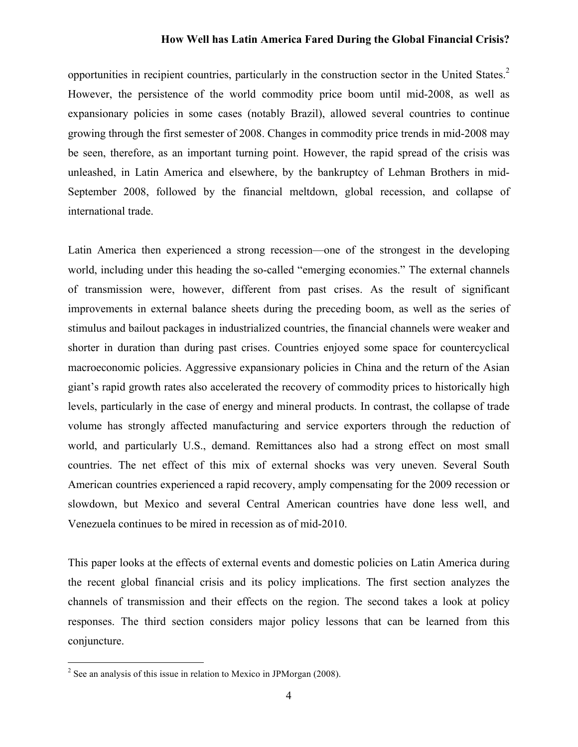opportunities in recipient countries, particularly in the construction sector in the United States.[2] However, the persistence of the world commodity price boom until mid-2008, as well as expansionary policies in some cases (notably Brazil), allowed several countries to continue growing through the first semester of 2008. Changes in commodity price trends in mid-2008 may be seen, therefore, as an important turning point. However, the rapid spread of the crisis was unleashed, in Latin America and elsewhere, by the bankruptcy of Lehman Brothers in mid-September 2008, followed by the financial meltdown, global recession, and collapse of international trade.

Latin America then experienced a strong recession—one of the strongest in the developing world, including under this heading the so-called "emerging economies." The external channels of transmission were, however, different from past crises. As the result of significant improvements in external balance sheets during the preceding boom, as well as the series of stimulus and bailout packages in industrialized countries, the financial channels were weaker and shorter in duration than during past crises. Countries enjoyed some space for countercyclical macroeconomic policies. Aggressive expansionary policies in China and the return of the Asian giant's rapid growth rates also accelerated the recovery of commodity prices to historically high levels, particularly in the case of energy and mineral products. In contrast, the collapse of trade volume has strongly affected manufacturing and service exporters through the reduction of world, and particularly U.S., demand. Remittances also had a strong effect on most small countries. The net effect of this mix of external shocks was very uneven. Several South American countries experienced a rapid recovery, amply compensating for the 2009 recession or slowdown, but Mexico and several Central American countries have done less well, and Venezuela continues to be mired in recession as of mid-2010.

This paper looks at the effects of external events and domestic policies on Latin America during the recent global financial crisis and its policy implications. The first section analyzes the channels of transmission and their effects on the region. The second takes a look at policy responses. The third section considers major policy lessons that can be learned from this conjuncture.

[2] See an analysis of this issue in relation to Mexico in JPMorgan (2008).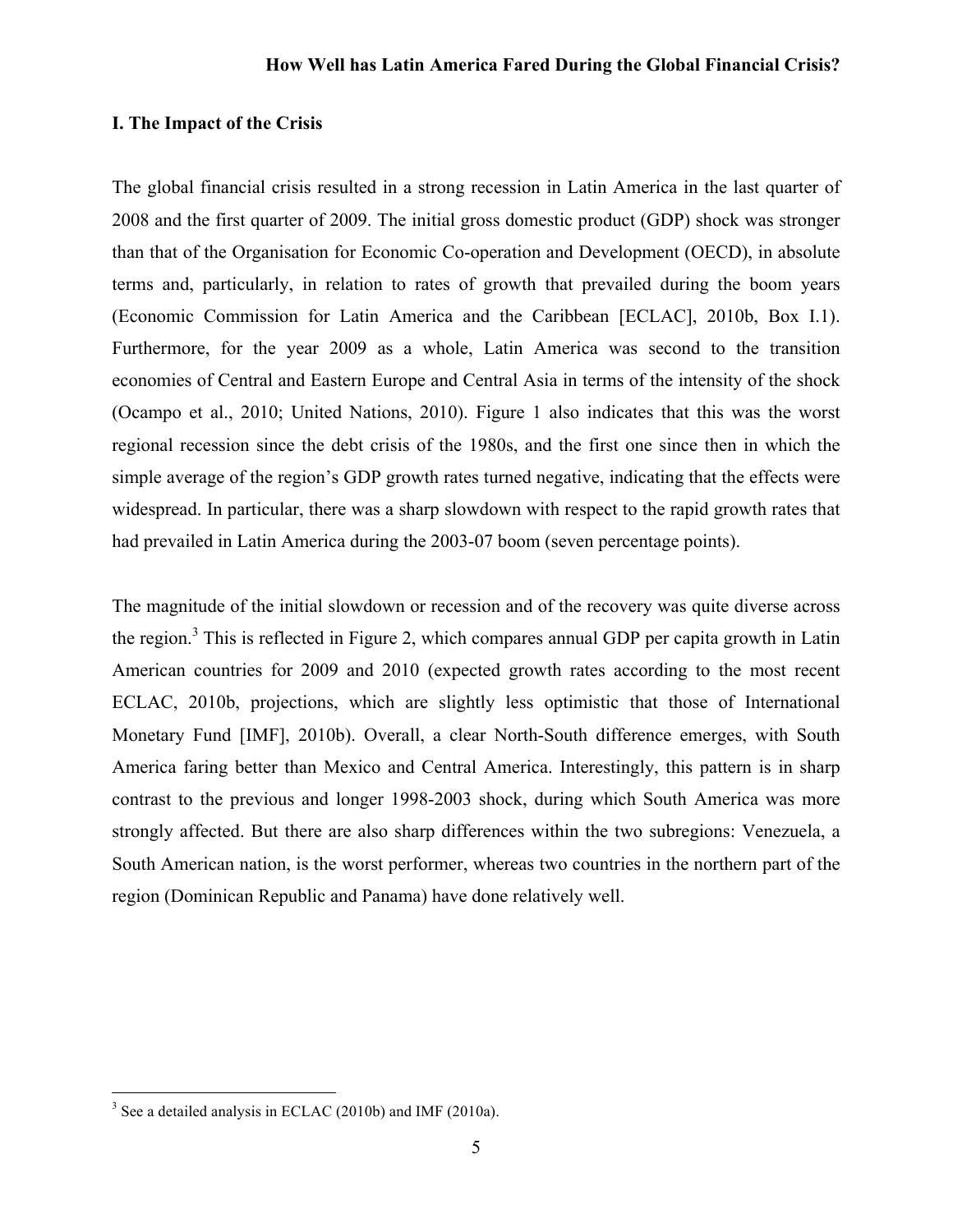## I. The Impact of the Crisis

The global financial crisis resulted in a strong recession in Latin America in the last quarter of 2008 and the first quarter of 2009. The initial gross domestic product (GDP) shock was stronger than that of the Organisation for Economic Co-operation and Development (OECD), in absolute terms and, particularly, in relation to rates of growth that prevailed during the boom years (Economic Commission for Latin America and the Caribbean [ECLAC], 2010b, Box I.1). Furthermore, for the year 2009 as a whole, Latin America was second to the transition economies of Central and Eastern Europe and Central Asia in terms of the intensity of the shock (Ocampo et al., 2010; United Nations, 2010). Figure 1 also indicates that this was the worst regional recession since the debt crisis of the 1980s, and the first one since then in which the simple average of the region's GDP growth rates turned negative, indicating that the effects were widespread. In particular, there was a sharp slowdown with respect to the rapid growth rates that had prevailed in Latin America during the 2003-07 boom (seven percentage points).

The magnitude of the initial slowdown or recession and of the recovery was quite diverse across the region.[3] This is reflected in Figure 2, which compares annual GDP per capita growth in Latin American countries for 2009 and 2010 (expected growth rates according to the most recent ECLAC, 2010b, projections, which are slightly less optimistic that those of International Monetary Fund [IMF], 2010b). Overall, a clear North-South difference emerges, with South America faring better than Mexico and Central America. Interestingly, this pattern is in sharp contrast to the previous and longer 1998-2003 shock, during which South America was more strongly affected. But there are also sharp differences within the two subregions: Venezuela, a South American nation, is the worst performer, whereas two countries in the northern part of the region (Dominican Republic and Panama) have done relatively well.

[3] See a detailed analysis in ECLAC (2010b) and IMF (2010a).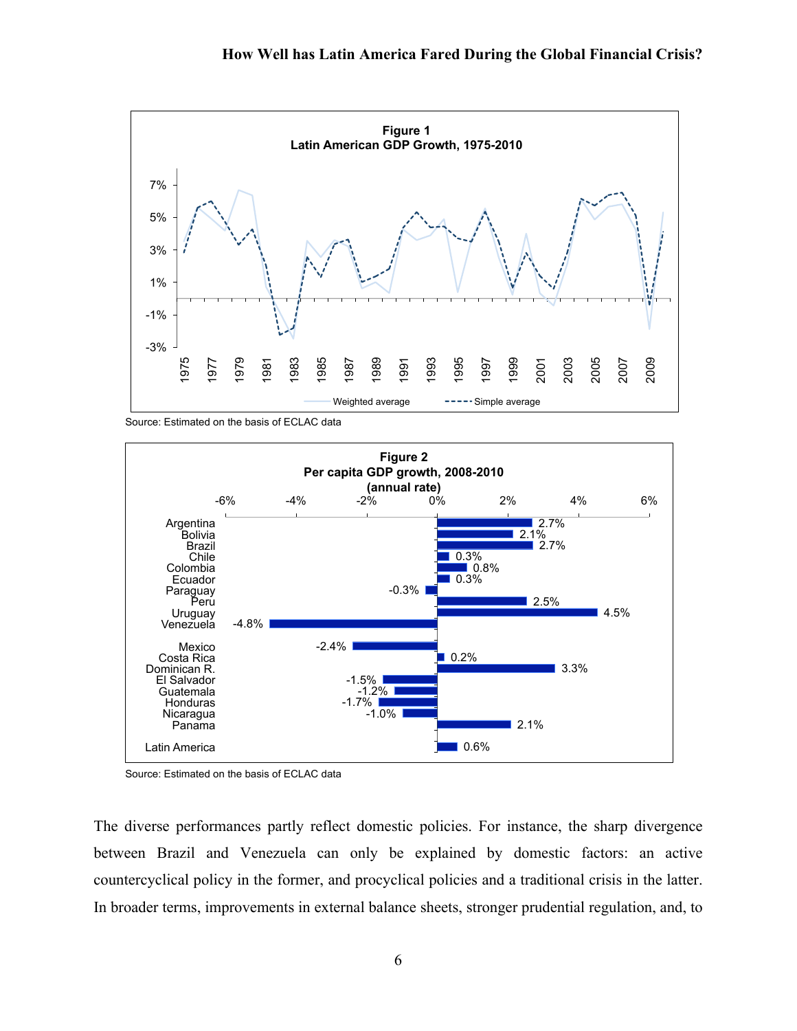**Figure 1**
**Latin American GDP Growth, 1975-2010**

Source: Estimated on the basis of ECLAC data

**Figure 2**
**Per capita GDP growth, 2008-2010**
**(annual rate)**

| Country | Growth |
|---|---|
| Argentina | 2.7% |
| Bolivia | 2.1% |
| Brazil | 2.7% |
| Chile | 0.3% |
| Colombia | 0.8% |
| Ecuador | 0.3% |
| Paraguay | -0.3% |
| Peru | 2.5% |
| Uruguay | 4.5% |
| Venezuela | -4.8% |
| Mexico | -2.4% |
| Costa Rica | 0.2% |
| Dominican R. | 3.3% |
| El Salvador | -1.5% |
| Guatemala | -1.2% |
| Honduras | -1.7% |
| Nicaragua | -1.0% |
| Panama | 2.1% |
| Latin America | 0.6% |

Source: Estimated on the basis of ECLAC data

The diverse performances partly reflect domestic policies. For instance, the sharp divergence between Brazil and Venezuela can only be explained by domestic factors: an active countercyclical policy in the former, and procyclical policies and a traditional crisis in the latter. In broader terms, improvements in external balance sheets, stronger prudential regulation, and, to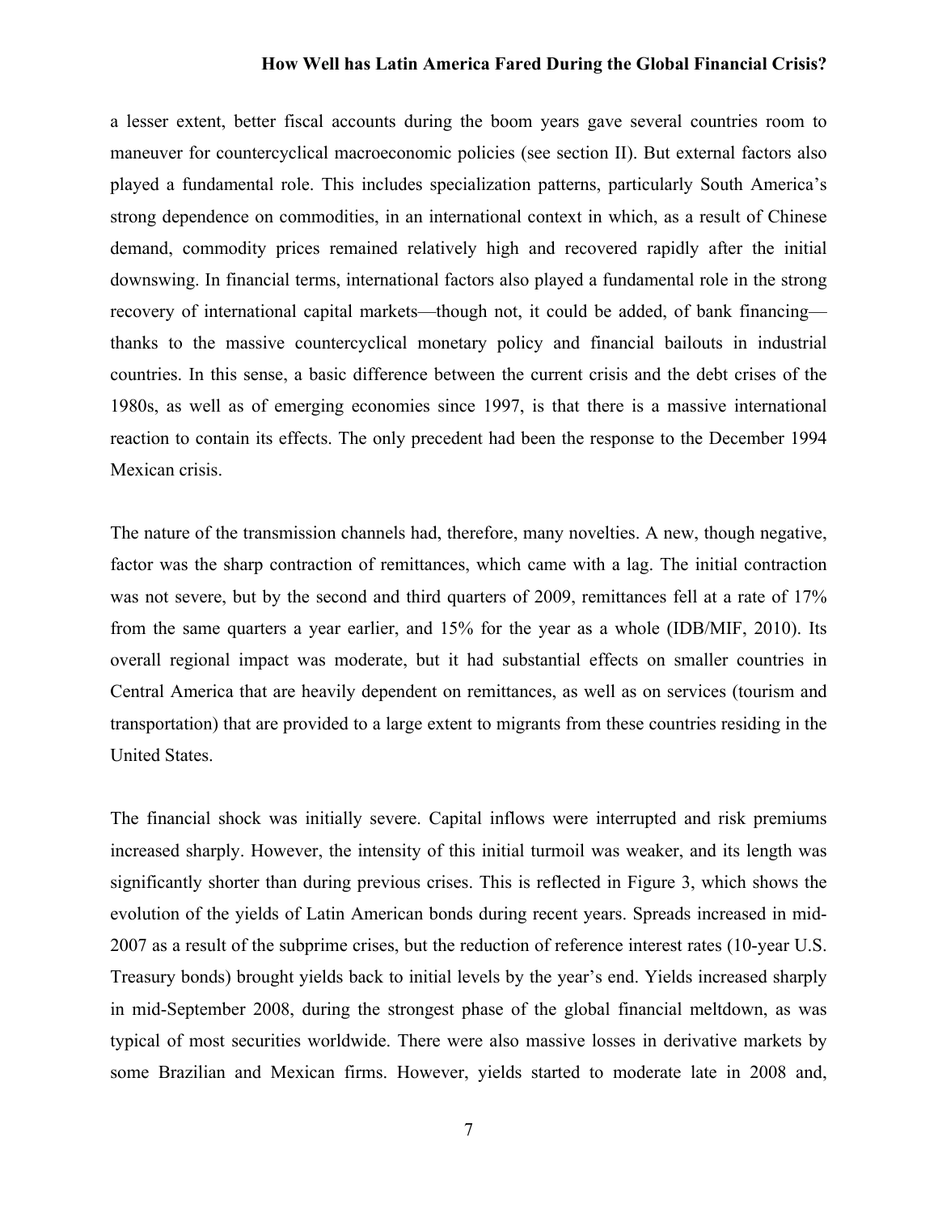a lesser extent, better fiscal accounts during the boom years gave several countries room to maneuver for countercyclical macroeconomic policies (see section II). But external factors also played a fundamental role. This includes specialization patterns, particularly South America's strong dependence on commodities, in an international context in which, as a result of Chinese demand, commodity prices remained relatively high and recovered rapidly after the initial downswing. In financial terms, international factors also played a fundamental role in the strong recovery of international capital markets—though not, it could be added, of bank financing—thanks to the massive countercyclical monetary policy and financial bailouts in industrial countries. In this sense, a basic difference between the current crisis and the debt crises of the 1980s, as well as of emerging economies since 1997, is that there is a massive international reaction to contain its effects. The only precedent had been the response to the December 1994 Mexican crisis.

The nature of the transmission channels had, therefore, many novelties. A new, though negative, factor was the sharp contraction of remittances, which came with a lag. The initial contraction was not severe, but by the second and third quarters of 2009, remittances fell at a rate of 17% from the same quarters a year earlier, and 15% for the year as a whole (IDB/MIF, 2010). Its overall regional impact was moderate, but it had substantial effects on smaller countries in Central America that are heavily dependent on remittances, as well as on services (tourism and transportation) that are provided to a large extent to migrants from these countries residing in the United States.

The financial shock was initially severe. Capital inflows were interrupted and risk premiums increased sharply. However, the intensity of this initial turmoil was weaker, and its length was significantly shorter than during previous crises. This is reflected in Figure 3, which shows the evolution of the yields of Latin American bonds during recent years. Spreads increased in mid-2007 as a result of the subprime crises, but the reduction of reference interest rates (10-year U.S. Treasury bonds) brought yields back to initial levels by the year's end. Yields increased sharply in mid-September 2008, during the strongest phase of the global financial meltdown, as was typical of most securities worldwide. There were also massive losses in derivative markets by some Brazilian and Mexican firms. However, yields started to moderate late in 2008 and,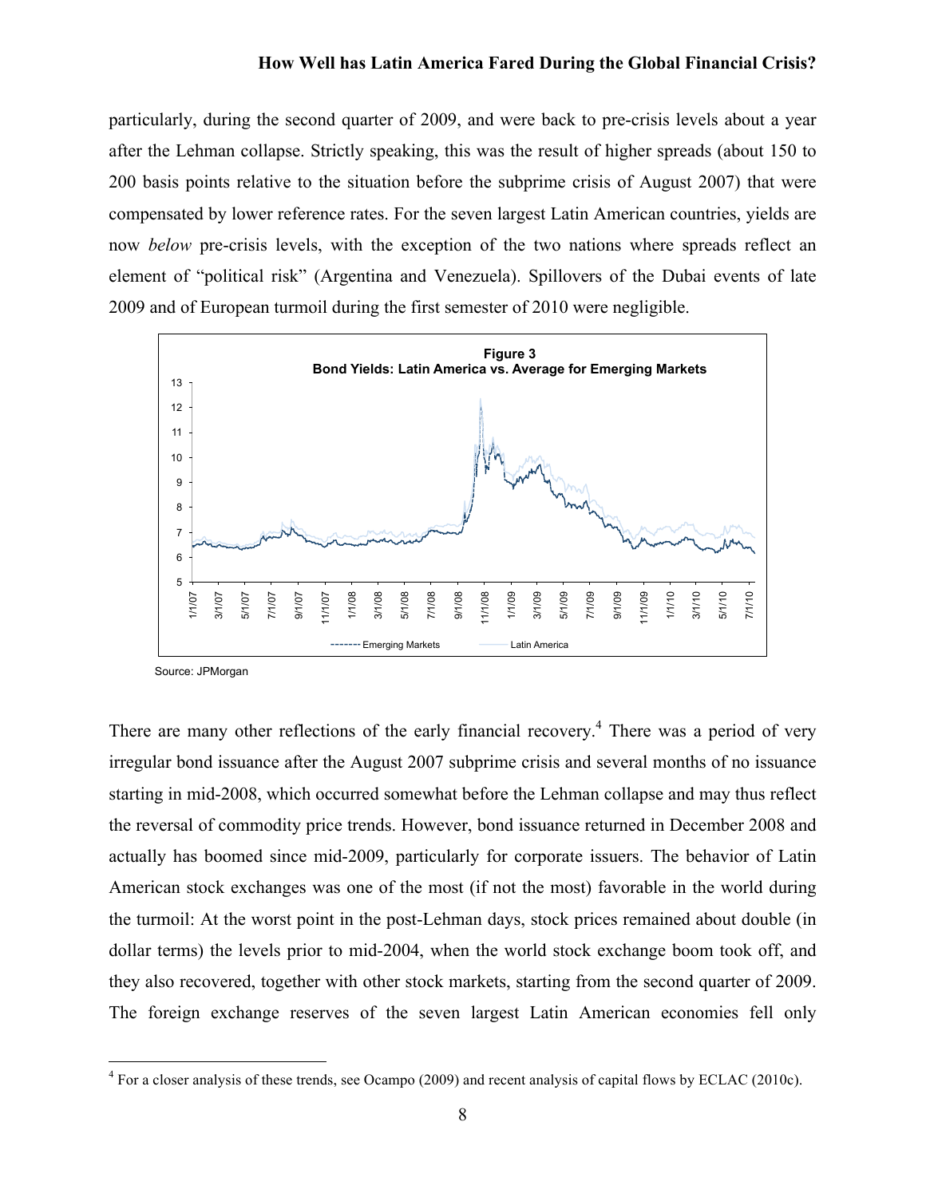particularly, during the second quarter of 2009, and were back to pre-crisis levels about a year after the Lehman collapse. Strictly speaking, this was the result of higher spreads (about 150 to 200 basis points relative to the situation before the subprime crisis of August 2007) that were compensated by lower reference rates. For the seven largest Latin American countries, yields are now *below* pre-crisis levels, with the exception of the two nations where spreads reflect an element of "political risk" (Argentina and Venezuela). Spillovers of the Dubai events of late 2009 and of European turmoil during the first semester of 2010 were negligible.

**Figure 3**
**Bond Yields: Latin America vs. Average for Emerging Markets**

Source: JPMorgan

There are many other reflections of the early financial recovery.[4] There was a period of very irregular bond issuance after the August 2007 subprime crisis and several months of no issuance starting in mid-2008, which occurred somewhat before the Lehman collapse and may thus reflect the reversal of commodity price trends. However, bond issuance returned in December 2008 and actually has boomed since mid-2009, particularly for corporate issuers. The behavior of Latin American stock exchanges was one of the most (if not the most) favorable in the world during the turmoil: At the worst point in the post-Lehman days, stock prices remained about double (in dollar terms) the levels prior to mid-2004, when the world stock exchange boom took off, and they also recovered, together with other stock markets, starting from the second quarter of 2009. The foreign exchange reserves of the seven largest Latin American economies fell only

[4] For a closer analysis of these trends, see Ocampo (2009) and recent analysis of capital flows by ECLAC (2010c).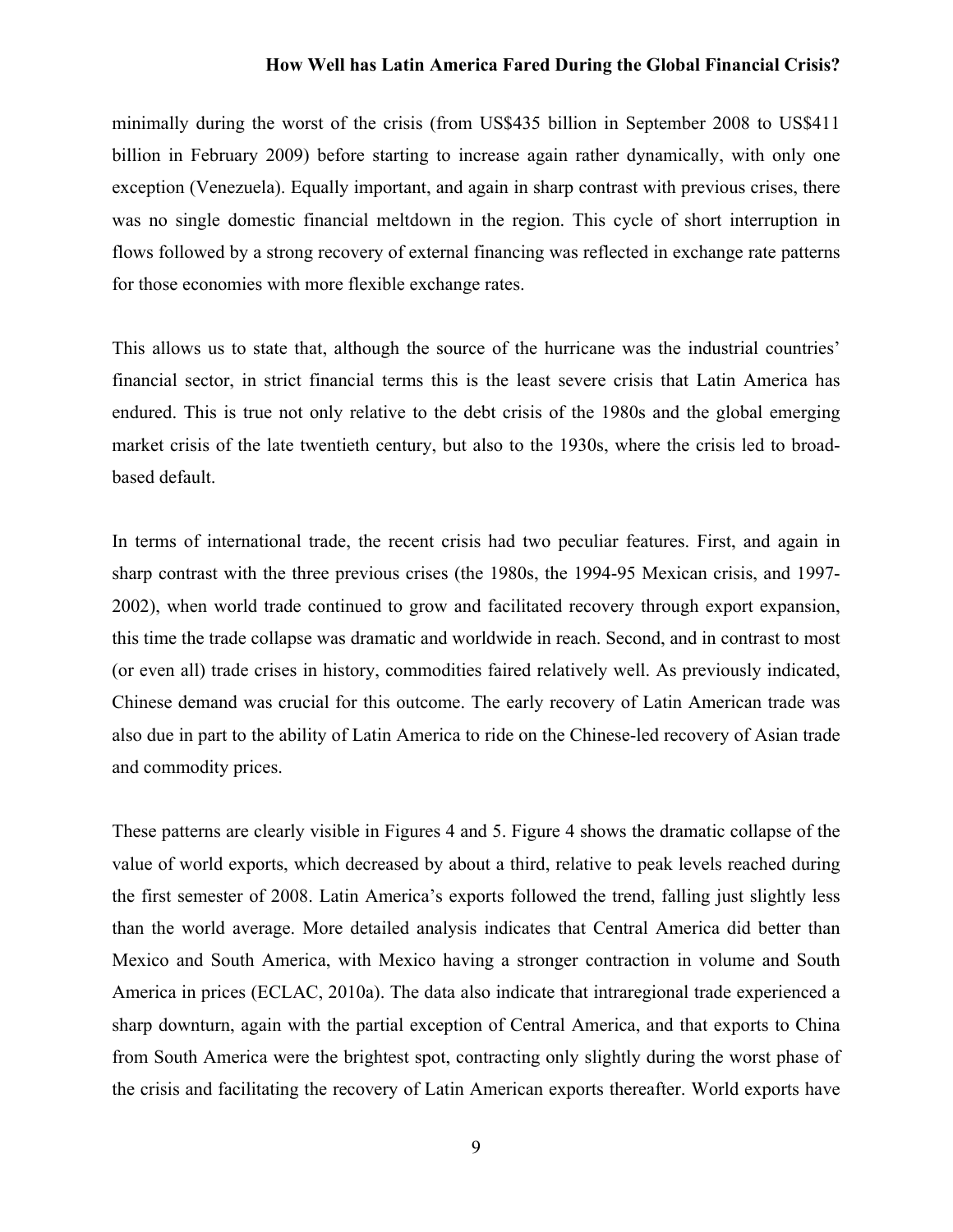minimally during the worst of the crisis (from US$435 billion in September 2008 to US$411 billion in February 2009) before starting to increase again rather dynamically, with only one exception (Venezuela). Equally important, and again in sharp contrast with previous crises, there was no single domestic financial meltdown in the region. This cycle of short interruption in flows followed by a strong recovery of external financing was reflected in exchange rate patterns for those economies with more flexible exchange rates.

This allows us to state that, although the source of the hurricane was the industrial countries' financial sector, in strict financial terms this is the least severe crisis that Latin America has endured. This is true not only relative to the debt crisis of the 1980s and the global emerging market crisis of the late twentieth century, but also to the 1930s, where the crisis led to broad-based default.

In terms of international trade, the recent crisis had two peculiar features. First, and again in sharp contrast with the three previous crises (the 1980s, the 1994-95 Mexican crisis, and 1997-2002), when world trade continued to grow and facilitated recovery through export expansion, this time the trade collapse was dramatic and worldwide in reach. Second, and in contrast to most (or even all) trade crises in history, commodities faired relatively well. As previously indicated, Chinese demand was crucial for this outcome. The early recovery of Latin American trade was also due in part to the ability of Latin America to ride on the Chinese-led recovery of Asian trade and commodity prices.

These patterns are clearly visible in Figures 4 and 5. Figure 4 shows the dramatic collapse of the value of world exports, which decreased by about a third, relative to peak levels reached during the first semester of 2008. Latin America's exports followed the trend, falling just slightly less than the world average. More detailed analysis indicates that Central America did better than Mexico and South America, with Mexico having a stronger contraction in volume and South America in prices (ECLAC, 2010a). The data also indicate that intraregional trade experienced a sharp downturn, again with the partial exception of Central America, and that exports to China from South America were the brightest spot, contracting only slightly during the worst phase of the crisis and facilitating the recovery of Latin American exports thereafter. World exports have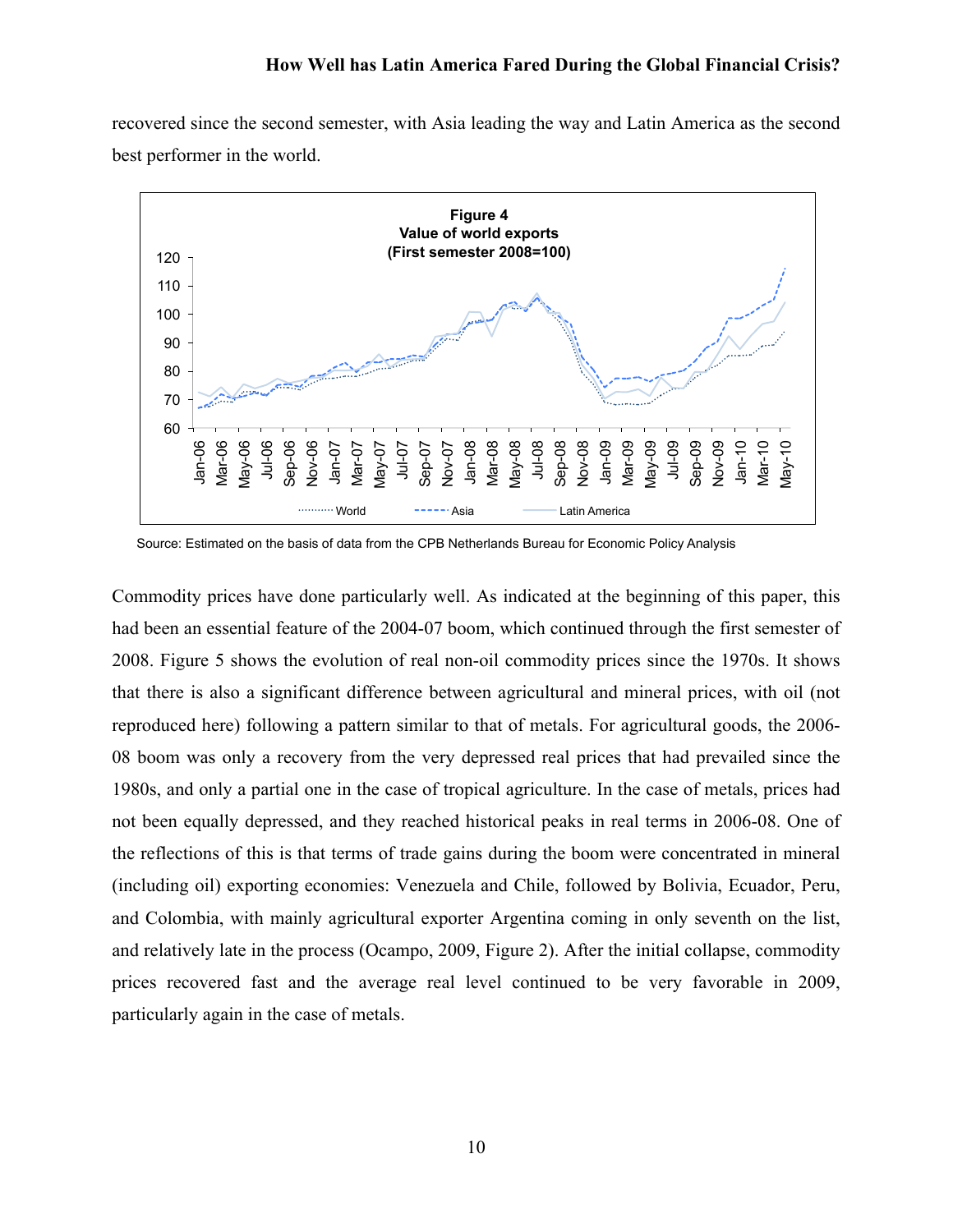recovered since the second semester, with Asia leading the way and Latin America as the second best performer in the world.

**Figure 4**
**Value of world exports**
**(First semester 2008=100)**

Source: Estimated on the basis of data from the CPB Netherlands Bureau for Economic Policy Analysis

Commodity prices have done particularly well. As indicated at the beginning of this paper, this had been an essential feature of the 2004-07 boom, which continued through the first semester of 2008. Figure 5 shows the evolution of real non-oil commodity prices since the 1970s. It shows that there is also a significant difference between agricultural and mineral prices, with oil (not reproduced here) following a pattern similar to that of metals. For agricultural goods, the 2006-08 boom was only a recovery from the very depressed real prices that had prevailed since the 1980s, and only a partial one in the case of tropical agriculture. In the case of metals, prices had not been equally depressed, and they reached historical peaks in real terms in 2006-08. One of the reflections of this is that terms of trade gains during the boom were concentrated in mineral (including oil) exporting economies: Venezuela and Chile, followed by Bolivia, Ecuador, Peru, and Colombia, with mainly agricultural exporter Argentina coming in only seventh on the list, and relatively late in the process (Ocampo, 2009, Figure 2). After the initial collapse, commodity prices recovered fast and the average real level continued to be very favorable in 2009, particularly again in the case of metals.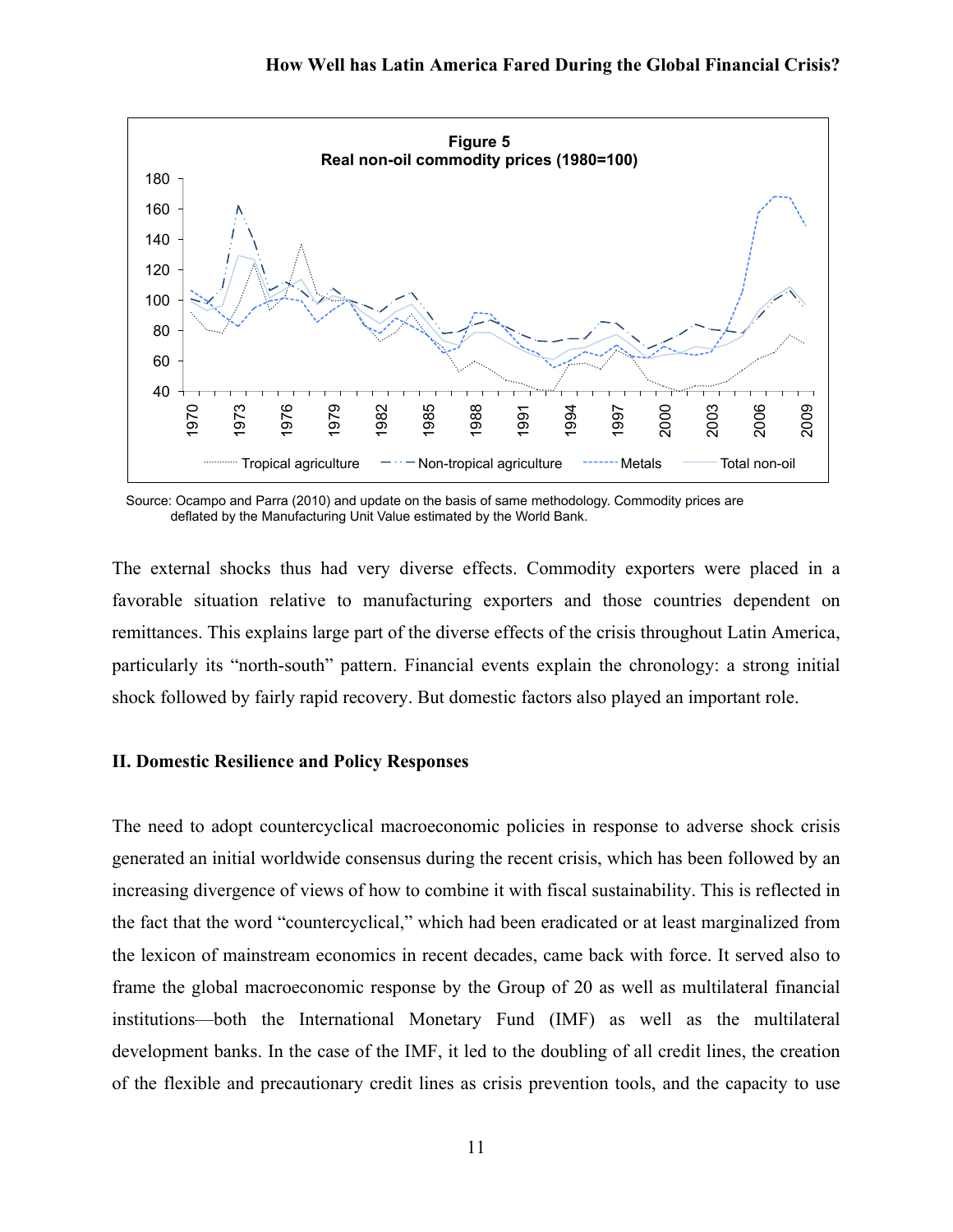**Figure 5**
**Real non-oil commodity prices (1980=100)**

Source: Ocampo and Parra (2010) and update on the basis of same methodology. Commodity prices are deflated by the Manufacturing Unit Value estimated by the World Bank.

The external shocks thus had very diverse effects. Commodity exporters were placed in a favorable situation relative to manufacturing exporters and those countries dependent on remittances. This explains large part of the diverse effects of the crisis throughout Latin America, particularly its "north-south" pattern. Financial events explain the chronology: a strong initial shock followed by fairly rapid recovery. But domestic factors also played an important role.

## II. Domestic Resilience and Policy Responses

The need to adopt countercyclical macroeconomic policies in response to adverse shock crisis generated an initial worldwide consensus during the recent crisis, which has been followed by an increasing divergence of views of how to combine it with fiscal sustainability. This is reflected in the fact that the word "countercyclical," which had been eradicated or at least marginalized from the lexicon of mainstream economics in recent decades, came back with force. It served also to frame the global macroeconomic response by the Group of 20 as well as multilateral financial institutions—both the International Monetary Fund (IMF) as well as the multilateral development banks. In the case of the IMF, it led to the doubling of all credit lines, the creation of the flexible and precautionary credit lines as crisis prevention tools, and the capacity to use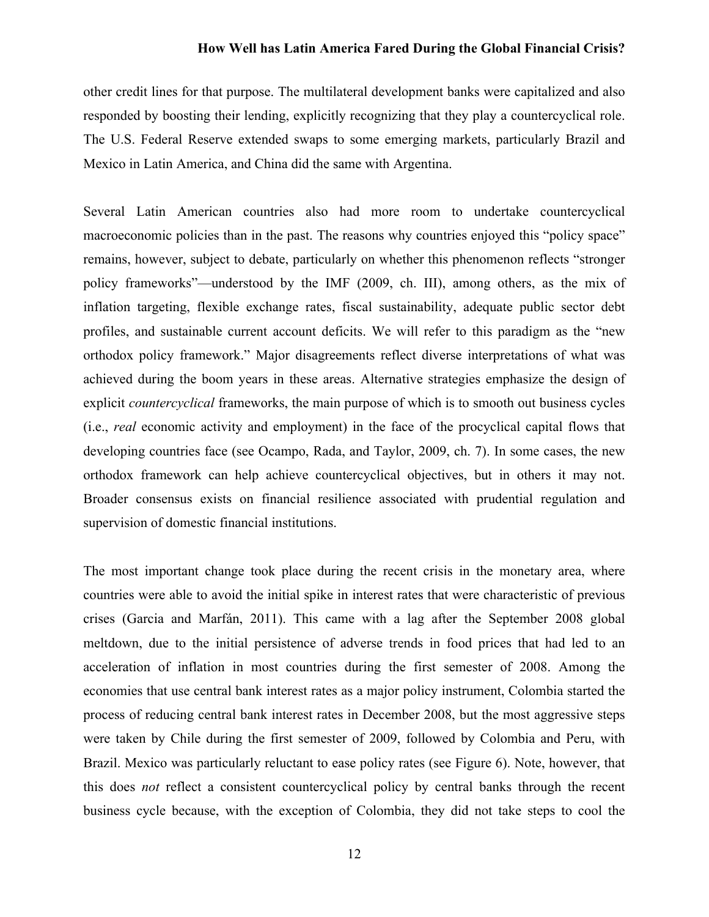other credit lines for that purpose. The multilateral development banks were capitalized and also responded by boosting their lending, explicitly recognizing that they play a countercyclical role. The U.S. Federal Reserve extended swaps to some emerging markets, particularly Brazil and Mexico in Latin America, and China did the same with Argentina.

Several Latin American countries also had more room to undertake countercyclical macroeconomic policies than in the past. The reasons why countries enjoyed this "policy space" remains, however, subject to debate, particularly on whether this phenomenon reflects "stronger policy frameworks"—understood by the IMF (2009, ch. III), among others, as the mix of inflation targeting, flexible exchange rates, fiscal sustainability, adequate public sector debt profiles, and sustainable current account deficits. We will refer to this paradigm as the "new orthodox policy framework." Major disagreements reflect diverse interpretations of what was achieved during the boom years in these areas. Alternative strategies emphasize the design of explicit *countercyclical* frameworks, the main purpose of which is to smooth out business cycles (i.e., *real* economic activity and employment) in the face of the procyclical capital flows that developing countries face (see Ocampo, Rada, and Taylor, 2009, ch. 7). In some cases, the new orthodox framework can help achieve countercyclical objectives, but in others it may not. Broader consensus exists on financial resilience associated with prudential regulation and supervision of domestic financial institutions.

The most important change took place during the recent crisis in the monetary area, where countries were able to avoid the initial spike in interest rates that were characteristic of previous crises (Garcia and Marfán, 2011). This came with a lag after the September 2008 global meltdown, due to the initial persistence of adverse trends in food prices that had led to an acceleration of inflation in most countries during the first semester of 2008. Among the economies that use central bank interest rates as a major policy instrument, Colombia started the process of reducing central bank interest rates in December 2008, but the most aggressive steps were taken by Chile during the first semester of 2009, followed by Colombia and Peru, with Brazil. Mexico was particularly reluctant to ease policy rates (see Figure 6). Note, however, that this does *not* reflect a consistent countercyclical policy by central banks through the recent business cycle because, with the exception of Colombia, they did not take steps to cool the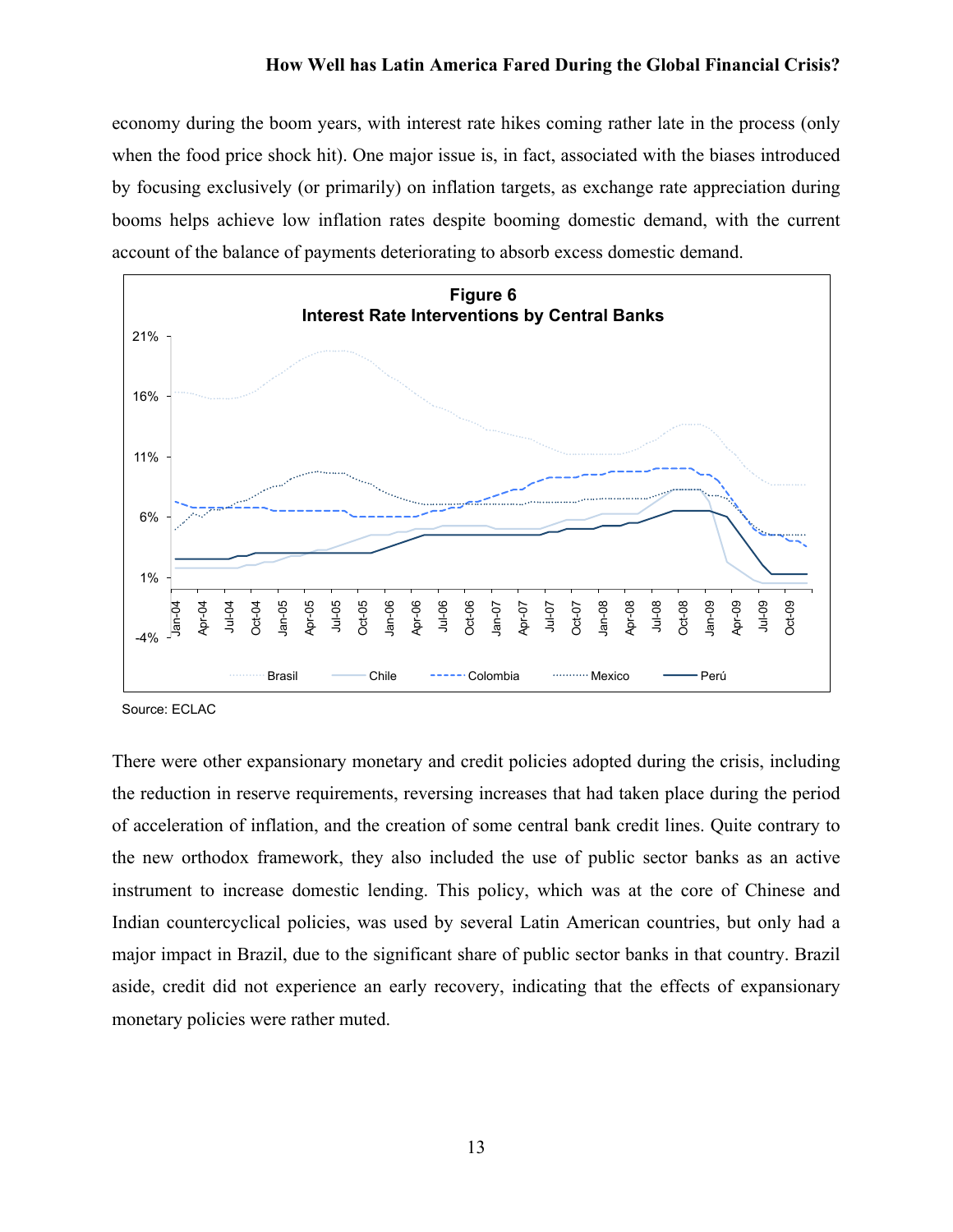economy during the boom years, with interest rate hikes coming rather late in the process (only when the food price shock hit). One major issue is, in fact, associated with the biases introduced by focusing exclusively (or primarily) on inflation targets, as exchange rate appreciation during booms helps achieve low inflation rates despite booming domestic demand, with the current account of the balance of payments deteriorating to absorb excess domestic demand.

**Figure 6**
**Interest Rate Interventions by Central Banks**

Source: ECLAC

There were other expansionary monetary and credit policies adopted during the crisis, including the reduction in reserve requirements, reversing increases that had taken place during the period of acceleration of inflation, and the creation of some central bank credit lines. Quite contrary to the new orthodox framework, they also included the use of public sector banks as an active instrument to increase domestic lending. This policy, which was at the core of Chinese and Indian countercyclical policies, was used by several Latin American countries, but only had a major impact in Brazil, due to the significant share of public sector banks in that country. Brazil aside, credit did not experience an early recovery, indicating that the effects of expansionary monetary policies were rather muted.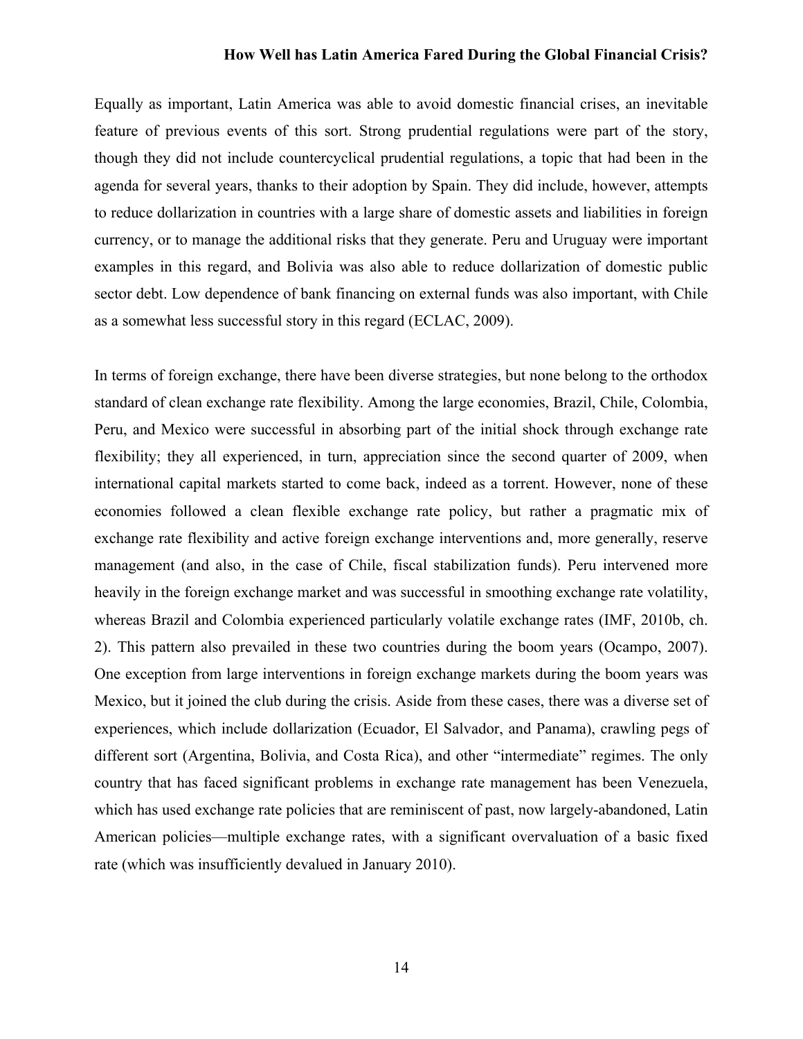Equally as important, Latin America was able to avoid domestic financial crises, an inevitable feature of previous events of this sort. Strong prudential regulations were part of the story, though they did not include countercyclical prudential regulations, a topic that had been in the agenda for several years, thanks to their adoption by Spain. They did include, however, attempts to reduce dollarization in countries with a large share of domestic assets and liabilities in foreign currency, or to manage the additional risks that they generate. Peru and Uruguay were important examples in this regard, and Bolivia was also able to reduce dollarization of domestic public sector debt. Low dependence of bank financing on external funds was also important, with Chile as a somewhat less successful story in this regard (ECLAC, 2009).

In terms of foreign exchange, there have been diverse strategies, but none belong to the orthodox standard of clean exchange rate flexibility. Among the large economies, Brazil, Chile, Colombia, Peru, and Mexico were successful in absorbing part of the initial shock through exchange rate flexibility; they all experienced, in turn, appreciation since the second quarter of 2009, when international capital markets started to come back, indeed as a torrent. However, none of these economies followed a clean flexible exchange rate policy, but rather a pragmatic mix of exchange rate flexibility and active foreign exchange interventions and, more generally, reserve management (and also, in the case of Chile, fiscal stabilization funds). Peru intervened more heavily in the foreign exchange market and was successful in smoothing exchange rate volatility, whereas Brazil and Colombia experienced particularly volatile exchange rates (IMF, 2010b, ch. 2). This pattern also prevailed in these two countries during the boom years (Ocampo, 2007). One exception from large interventions in foreign exchange markets during the boom years was Mexico, but it joined the club during the crisis. Aside from these cases, there was a diverse set of experiences, which include dollarization (Ecuador, El Salvador, and Panama), crawling pegs of different sort (Argentina, Bolivia, and Costa Rica), and other "intermediate" regimes. The only country that has faced significant problems in exchange rate management has been Venezuela, which has used exchange rate policies that are reminiscent of past, now largely-abandoned, Latin American policies—multiple exchange rates, with a significant overvaluation of a basic fixed rate (which was insufficiently devalued in January 2010).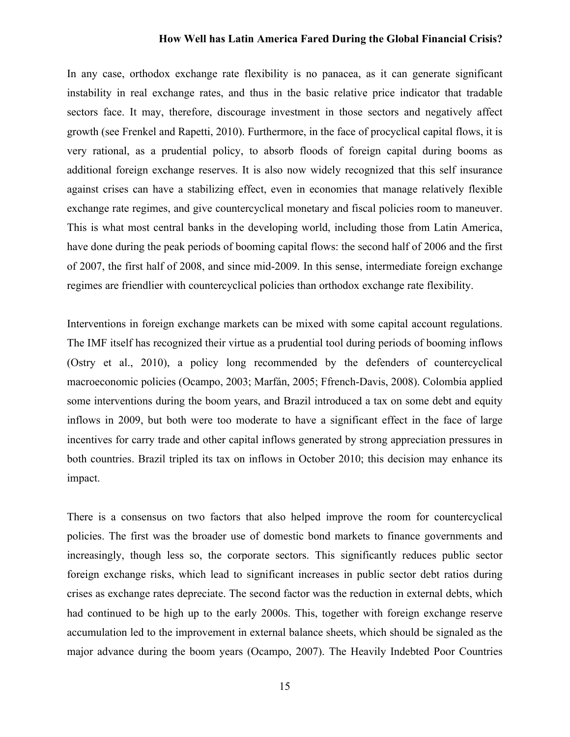In any case, orthodox exchange rate flexibility is no panacea, as it can generate significant instability in real exchange rates, and thus in the basic relative price indicator that tradable sectors face. It may, therefore, discourage investment in those sectors and negatively affect growth (see Frenkel and Rapetti, 2010). Furthermore, in the face of procyclical capital flows, it is very rational, as a prudential policy, to absorb floods of foreign capital during booms as additional foreign exchange reserves. It is also now widely recognized that this self insurance against crises can have a stabilizing effect, even in economies that manage relatively flexible exchange rate regimes, and give countercyclical monetary and fiscal policies room to maneuver. This is what most central banks in the developing world, including those from Latin America, have done during the peak periods of booming capital flows: the second half of 2006 and the first of 2007, the first half of 2008, and since mid-2009. In this sense, intermediate foreign exchange regimes are friendlier with countercyclical policies than orthodox exchange rate flexibility.

Interventions in foreign exchange markets can be mixed with some capital account regulations. The IMF itself has recognized their virtue as a prudential tool during periods of booming inflows (Ostry et al., 2010), a policy long recommended by the defenders of countercyclical macroeconomic policies (Ocampo, 2003; Marfán, 2005; Ffrench-Davis, 2008). Colombia applied some interventions during the boom years, and Brazil introduced a tax on some debt and equity inflows in 2009, but both were too moderate to have a significant effect in the face of large incentives for carry trade and other capital inflows generated by strong appreciation pressures in both countries. Brazil tripled its tax on inflows in October 2010; this decision may enhance its impact.

There is a consensus on two factors that also helped improve the room for countercyclical policies. The first was the broader use of domestic bond markets to finance governments and increasingly, though less so, the corporate sectors. This significantly reduces public sector foreign exchange risks, which lead to significant increases in public sector debt ratios during crises as exchange rates depreciate. The second factor was the reduction in external debts, which had continued to be high up to the early 2000s. This, together with foreign exchange reserve accumulation led to the improvement in external balance sheets, which should be signaled as the major advance during the boom years (Ocampo, 2007). The Heavily Indebted Poor Countries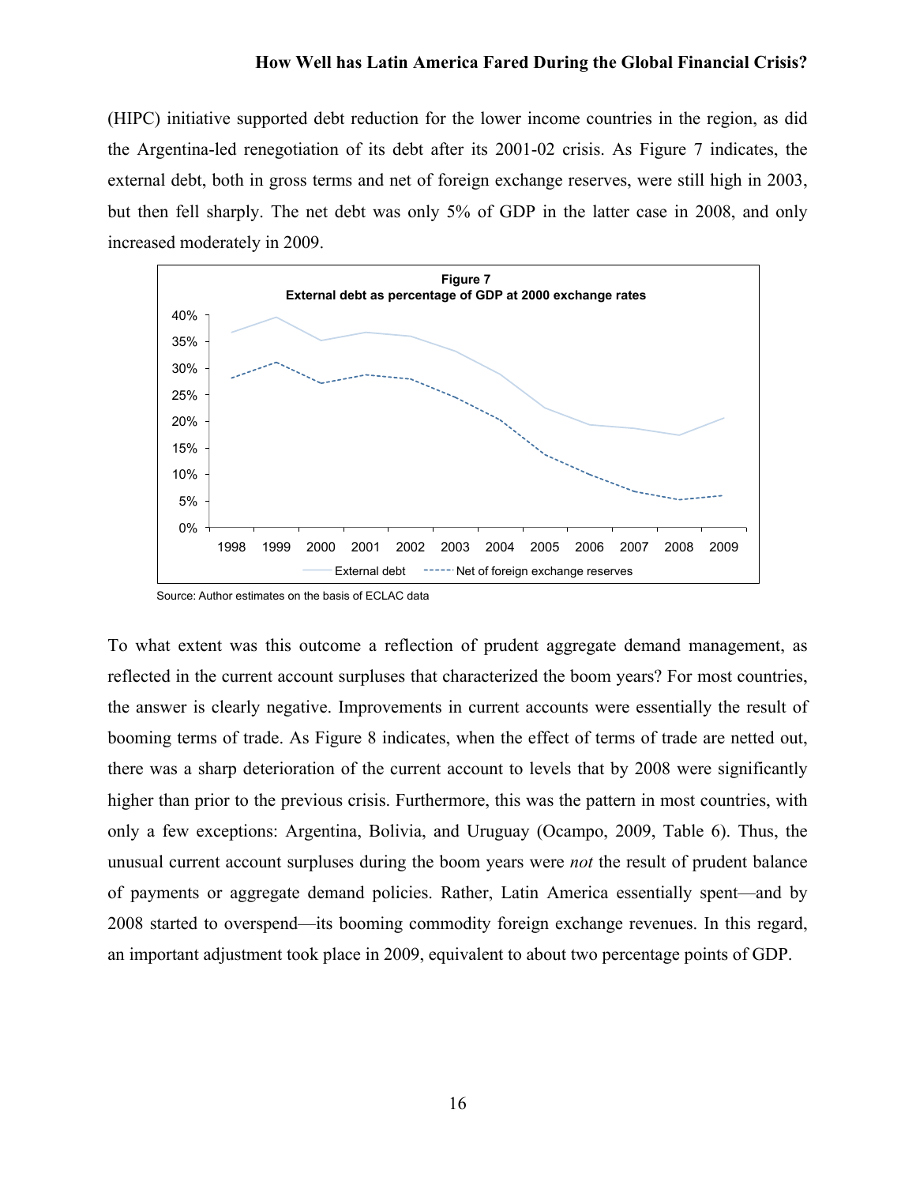(HIPC) initiative supported debt reduction for the lower income countries in the region, as did the Argentina-led renegotiation of its debt after its 2001-02 crisis. As Figure 7 indicates, the external debt, both in gross terms and net of foreign exchange reserves, were still high in 2003, but then fell sharply. The net debt was only 5% of GDP in the latter case in 2008, and only increased moderately in 2009.

**Figure 7**
**External debt as percentage of GDP at 2000 exchange rates**

Source: Author estimates on the basis of ECLAC data

To what extent was this outcome a reflection of prudent aggregate demand management, as reflected in the current account surpluses that characterized the boom years? For most countries, the answer is clearly negative. Improvements in current accounts were essentially the result of booming terms of trade. As Figure 8 indicates, when the effect of terms of trade are netted out, there was a sharp deterioration of the current account to levels that by 2008 were significantly higher than prior to the previous crisis. Furthermore, this was the pattern in most countries, with only a few exceptions: Argentina, Bolivia, and Uruguay (Ocampo, 2009, Table 6). Thus, the unusual current account surpluses during the boom years were *not* the result of prudent balance of payments or aggregate demand policies. Rather, Latin America essentially spent—and by 2008 started to overspend—its booming commodity foreign exchange revenues. In this regard, an important adjustment took place in 2009, equivalent to about two percentage points of GDP.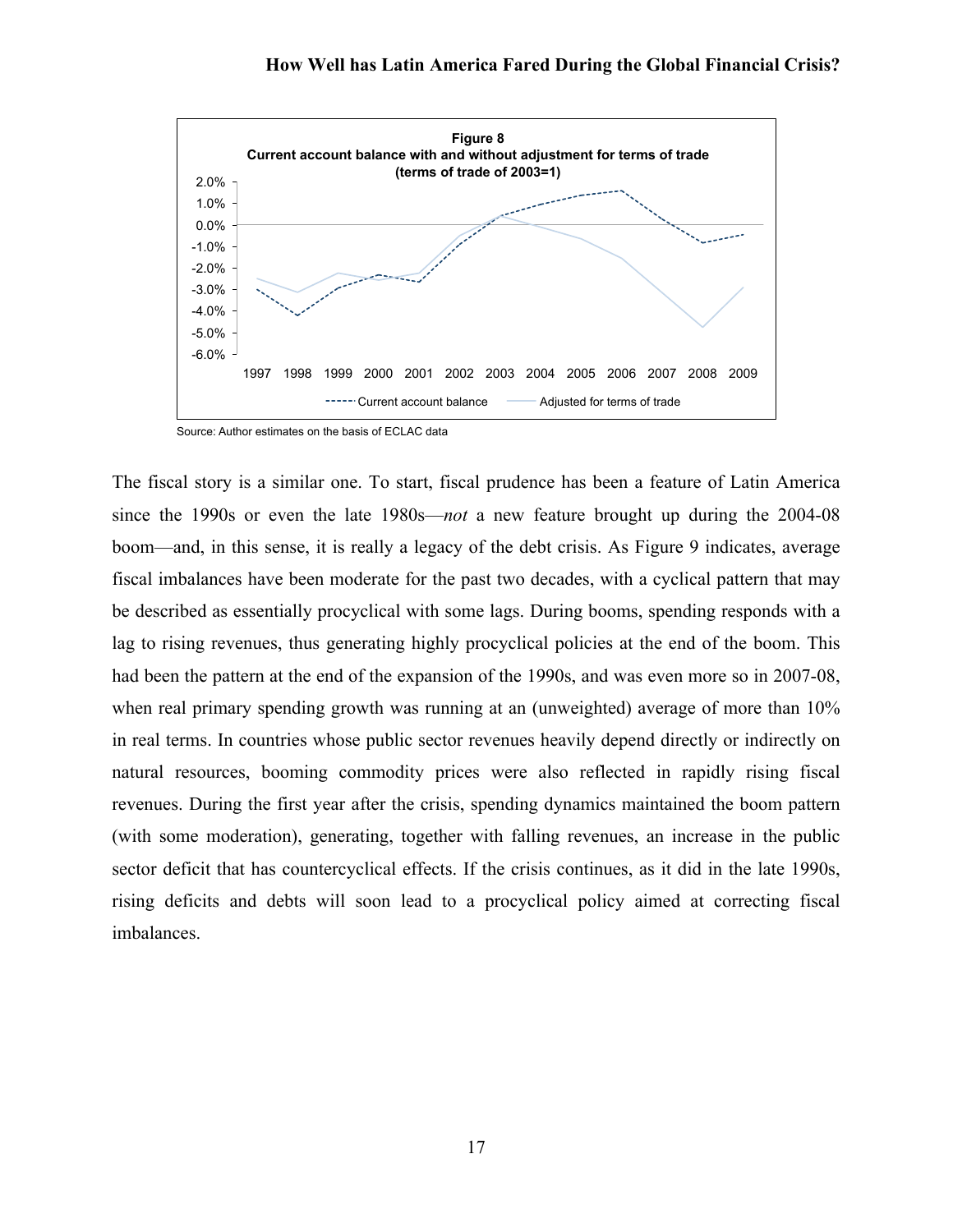**Figure 8**
**Current account balance with and without adjustment for terms of trade**
**(terms of trade of 2003=1)**

Source: Author estimates on the basis of ECLAC data

The fiscal story is a similar one. To start, fiscal prudence has been a feature of Latin America since the 1990s or even the late 1980s—*not* a new feature brought up during the 2004-08 boom—and, in this sense, it is really a legacy of the debt crisis. As Figure 9 indicates, average fiscal imbalances have been moderate for the past two decades, with a cyclical pattern that may be described as essentially procyclical with some lags. During booms, spending responds with a lag to rising revenues, thus generating highly procyclical policies at the end of the boom. This had been the pattern at the end of the expansion of the 1990s, and was even more so in 2007-08, when real primary spending growth was running at an (unweighted) average of more than 10% in real terms. In countries whose public sector revenues heavily depend directly or indirectly on natural resources, booming commodity prices were also reflected in rapidly rising fiscal revenues. During the first year after the crisis, spending dynamics maintained the boom pattern (with some moderation), generating, together with falling revenues, an increase in the public sector deficit that has countercyclical effects. If the crisis continues, as it did in the late 1990s, rising deficits and debts will soon lead to a procyclical policy aimed at correcting fiscal imbalances.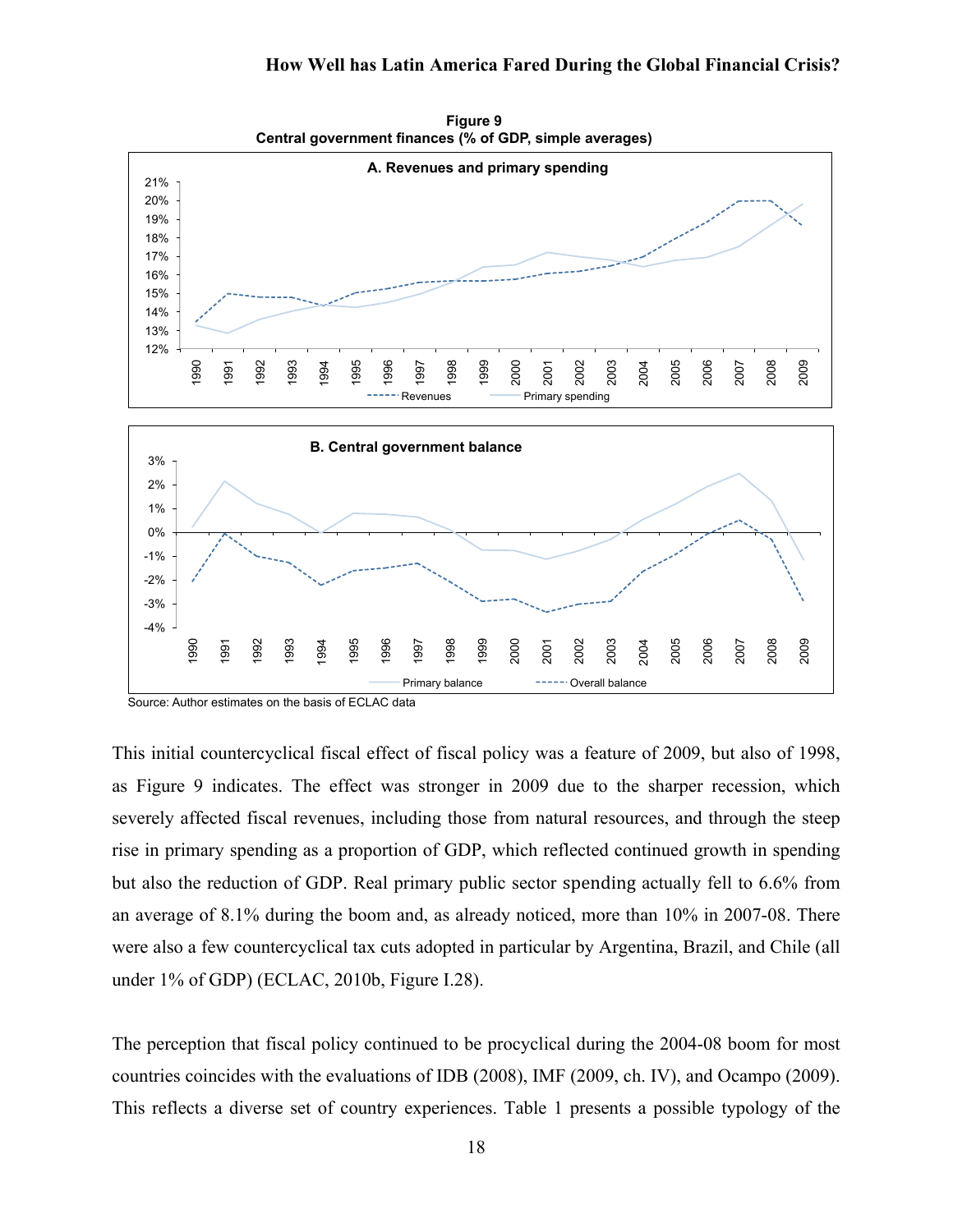**Figure 9**
**Central government finances (% of GDP, simple averages)**

Source: Author estimates on the basis of ECLAC data

This initial countercyclical fiscal effect of fiscal policy was a feature of 2009, but also of 1998, as Figure 9 indicates. The effect was stronger in 2009 due to the sharper recession, which severely affected fiscal revenues, including those from natural resources, and through the steep rise in primary spending as a proportion of GDP, which reflected continued growth in spending but also the reduction of GDP. Real primary public sector spending actually fell to 6.6% from an average of 8.1% during the boom and, as already noticed, more than 10% in 2007-08. There were also a few countercyclical tax cuts adopted in particular by Argentina, Brazil, and Chile (all under 1% of GDP) (ECLAC, 2010b, Figure I.28).

The perception that fiscal policy continued to be procyclical during the 2004-08 boom for most countries coincides with the evaluations of IDB (2008), IMF (2009, ch. IV), and Ocampo (2009). This reflects a diverse set of country experiences. Table 1 presents a possible typology of the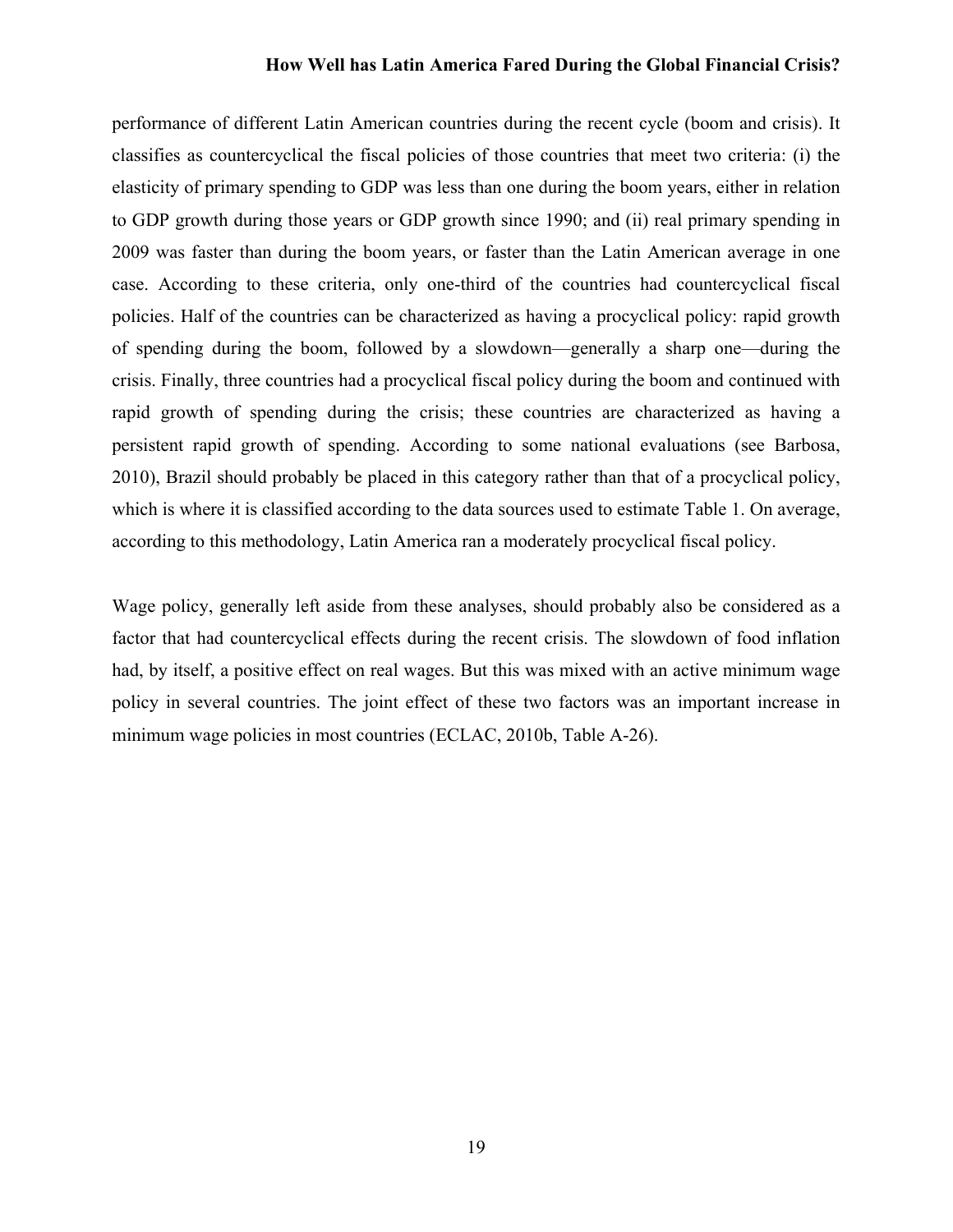performance of different Latin American countries during the recent cycle (boom and crisis). It classifies as countercyclical the fiscal policies of those countries that meet two criteria: (i) the elasticity of primary spending to GDP was less than one during the boom years, either in relation to GDP growth during those years or GDP growth since 1990; and (ii) real primary spending in 2009 was faster than during the boom years, or faster than the Latin American average in one case. According to these criteria, only one-third of the countries had countercyclical fiscal policies. Half of the countries can be characterized as having a procyclical policy: rapid growth of spending during the boom, followed by a slowdown—generally a sharp one—during the crisis. Finally, three countries had a procyclical fiscal policy during the boom and continued with rapid growth of spending during the crisis; these countries are characterized as having a persistent rapid growth of spending. According to some national evaluations (see Barbosa, 2010), Brazil should probably be placed in this category rather than that of a procyclical policy, which is where it is classified according to the data sources used to estimate Table 1. On average, according to this methodology, Latin America ran a moderately procyclical fiscal policy.

Wage policy, generally left aside from these analyses, should probably also be considered as a factor that had countercyclical effects during the recent crisis. The slowdown of food inflation had, by itself, a positive effect on real wages. But this was mixed with an active minimum wage policy in several countries. The joint effect of these two factors was an important increase in minimum wage policies in most countries (ECLAC, 2010b, Table A-26).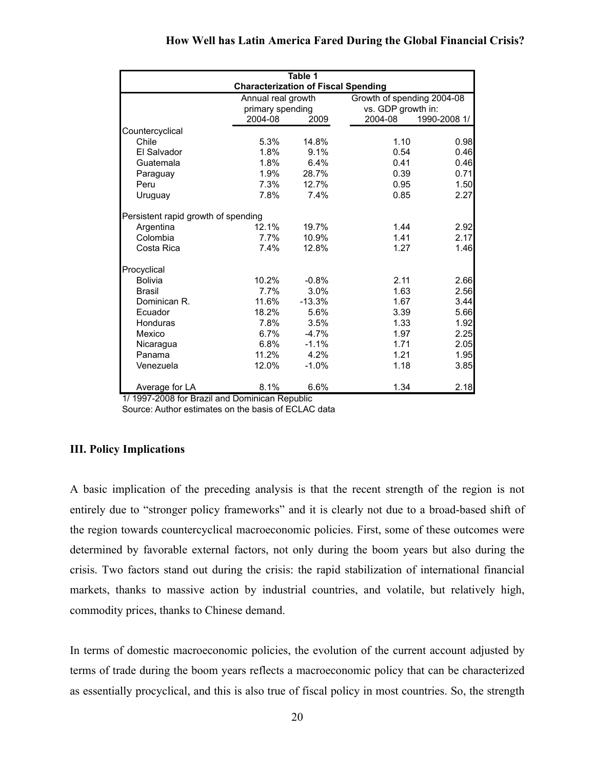**Table 1**
**Characterization of Fiscal Spending**

| | Annual real growth primary spending | | Growth of spending 2004-08 vs. GDP growth in: | |
|---|---|---|---|---|
| | 2004-08 | 2009 | 2004-08 | 1990-2008 1/ |
| Countercyclical | | | | |
| Chile | 5.3% | 14.8% | 1.10 | 0.98 |
| El Salvador | 1.8% | 9.1% | 0.54 | 0.46 |
| Guatemala | 1.8% | 6.4% | 0.41 | 0.46 |
| Paraguay | 1.9% | 28.7% | 0.39 | 0.71 |
| Peru | 7.3% | 12.7% | 0.95 | 1.50 |
| Uruguay | 7.8% | 7.4% | 0.85 | 2.27 |
| Persistent rapid growth of spending | | | | |
| Argentina | 12.1% | 19.7% | 1.44 | 2.92 |
| Colombia | 7.7% | 10.9% | 1.41 | 2.17 |
| Costa Rica | 7.4% | 12.8% | 1.27 | 1.46 |
| Procyclical | | | | |
| Bolivia | 10.2% | -0.8% | 2.11 | 2.66 |
| Brasil | 7.7% | 3.0% | 1.63 | 2.56 |
| Dominican R. | 11.6% | -13.3% | 1.67 | 3.44 |
| Ecuador | 18.2% | 5.6% | 3.39 | 5.66 |
| Honduras | 7.8% | 3.5% | 1.33 | 1.92 |
| Mexico | 6.7% | -4.7% | 1.97 | 2.25 |
| Nicaragua | 6.8% | -1.1% | 1.71 | 2.05 |
| Panama | 11.2% | 4.2% | 1.21 | 1.95 |
| Venezuela | 12.0% | -1.0% | 1.18 | 3.85 |
| Average for LA | 8.1% | 6.6% | 1.34 | 2.18 |

1/ 1997-2008 for Brazil and Dominican Republic
Source: Author estimates on the basis of ECLAC data

## III. Policy Implications

A basic implication of the preceding analysis is that the recent strength of the region is not entirely due to "stronger policy frameworks" and it is clearly not due to a broad-based shift of the region towards countercyclical macroeconomic policies. First, some of these outcomes were determined by favorable external factors, not only during the boom years but also during the crisis. Two factors stand out during the crisis: the rapid stabilization of international financial markets, thanks to massive action by industrial countries, and volatile, but relatively high, commodity prices, thanks to Chinese demand.

In terms of domestic macroeconomic policies, the evolution of the current account adjusted by terms of trade during the boom years reflects a macroeconomic policy that can be characterized as essentially procyclical, and this is also true of fiscal policy in most countries. So, the strength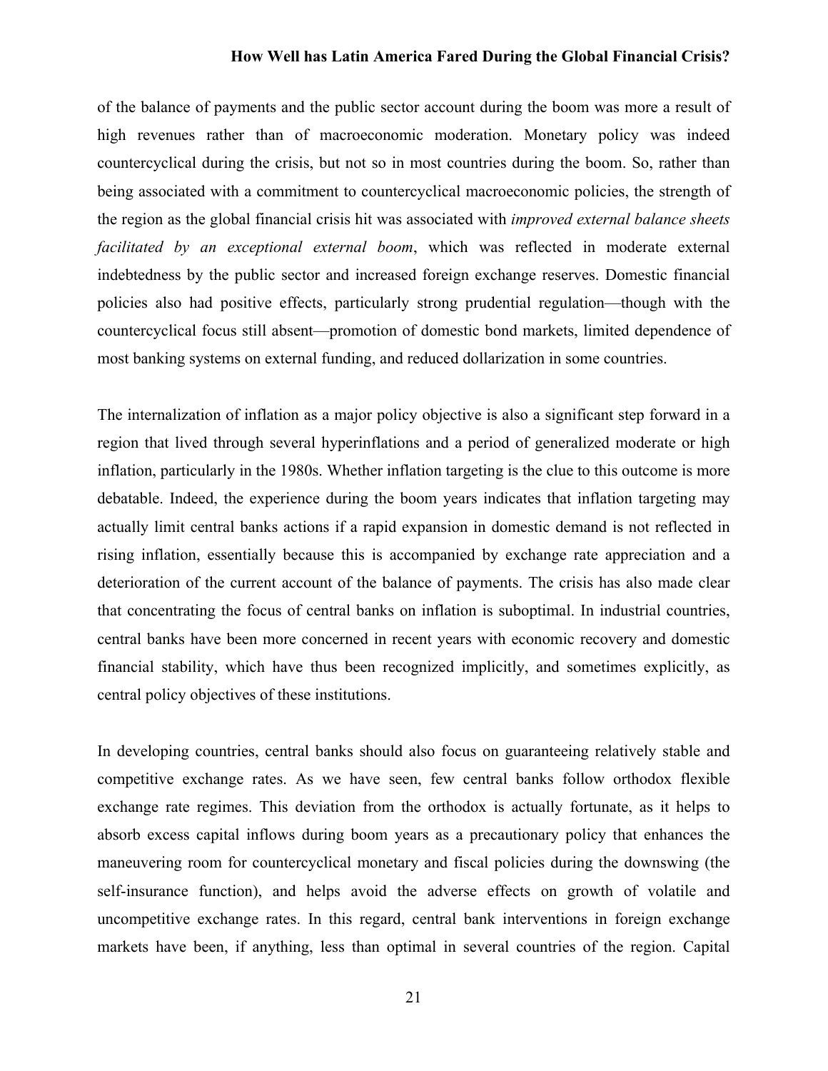of the balance of payments and the public sector account during the boom was more a result of high revenues rather than of macroeconomic moderation. Monetary policy was indeed countercyclical during the crisis, but not so in most countries during the boom. So, rather than being associated with a commitment to countercyclical macroeconomic policies, the strength of the region as the global financial crisis hit was associated with *improved external balance sheets facilitated by an exceptional external boom*, which was reflected in moderate external indebtedness by the public sector and increased foreign exchange reserves. Domestic financial policies also had positive effects, particularly strong prudential regulation—though with the countercyclical focus still absent—promotion of domestic bond markets, limited dependence of most banking systems on external funding, and reduced dollarization in some countries.

The internalization of inflation as a major policy objective is also a significant step forward in a region that lived through several hyperinflations and a period of generalized moderate or high inflation, particularly in the 1980s. Whether inflation targeting is the clue to this outcome is more debatable. Indeed, the experience during the boom years indicates that inflation targeting may actually limit central banks actions if a rapid expansion in domestic demand is not reflected in rising inflation, essentially because this is accompanied by exchange rate appreciation and a deterioration of the current account of the balance of payments. The crisis has also made clear that concentrating the focus of central banks on inflation is suboptimal. In industrial countries, central banks have been more concerned in recent years with economic recovery and domestic financial stability, which have thus been recognized implicitly, and sometimes explicitly, as central policy objectives of these institutions.

In developing countries, central banks should also focus on guaranteeing relatively stable and competitive exchange rates. As we have seen, few central banks follow orthodox flexible exchange rate regimes. This deviation from the orthodox is actually fortunate, as it helps to absorb excess capital inflows during boom years as a precautionary policy that enhances the maneuvering room for countercyclical monetary and fiscal policies during the downswing (the self-insurance function), and helps avoid the adverse effects on growth of volatile and uncompetitive exchange rates. In this regard, central bank interventions in foreign exchange markets have been, if anything, less than optimal in several countries of the region. Capital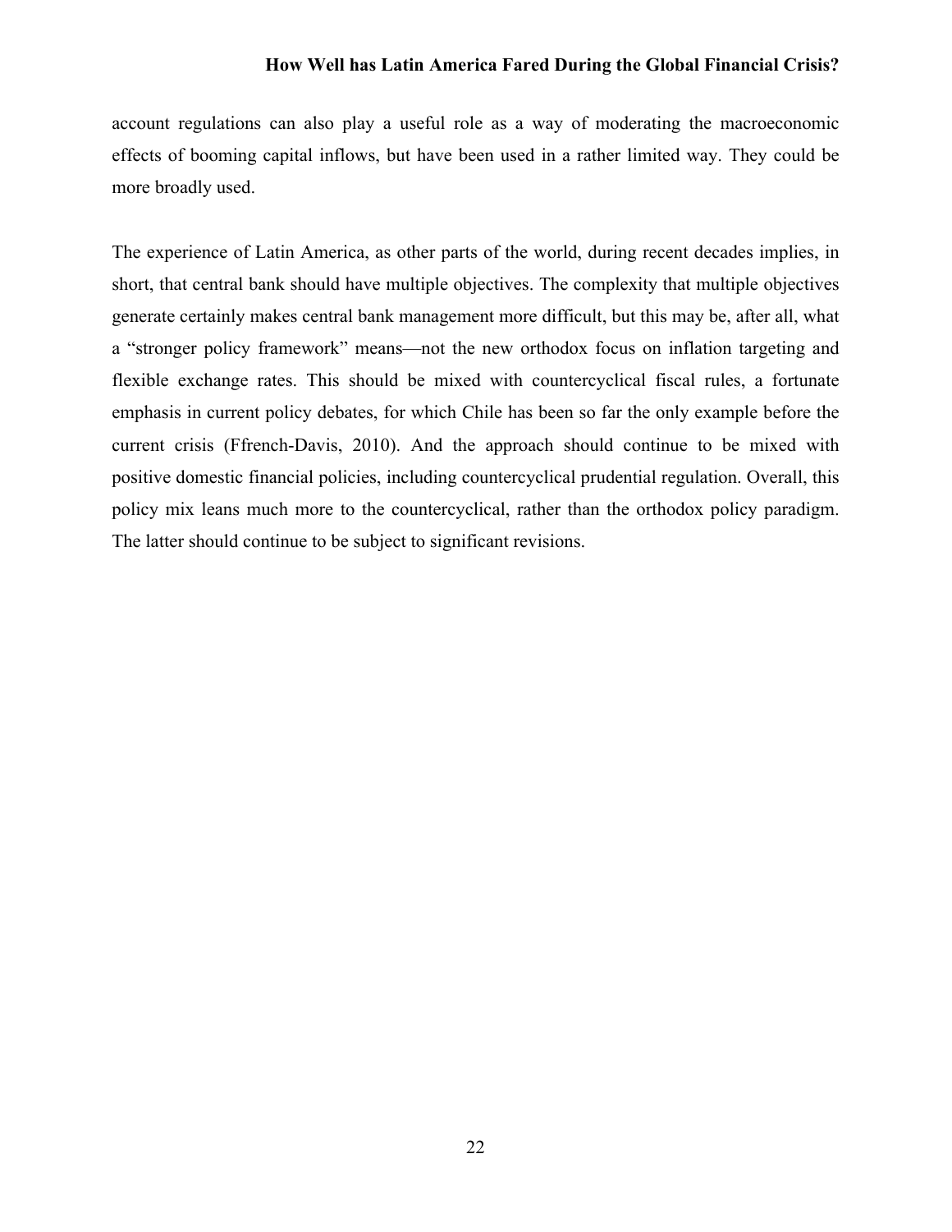account regulations can also play a useful role as a way of moderating the macroeconomic effects of booming capital inflows, but have been used in a rather limited way. They could be more broadly used.

The experience of Latin America, as other parts of the world, during recent decades implies, in short, that central bank should have multiple objectives. The complexity that multiple objectives generate certainly makes central bank management more difficult, but this may be, after all, what a "stronger policy framework" means—not the new orthodox focus on inflation targeting and flexible exchange rates. This should be mixed with countercyclical fiscal rules, a fortunate emphasis in current policy debates, for which Chile has been so far the only example before the current crisis (Ffrench-Davis, 2010). And the approach should continue to be mixed with positive domestic financial policies, including countercyclical prudential regulation. Overall, this policy mix leans much more to the countercyclical, rather than the orthodox policy paradigm. The latter should continue to be subject to significant revisions.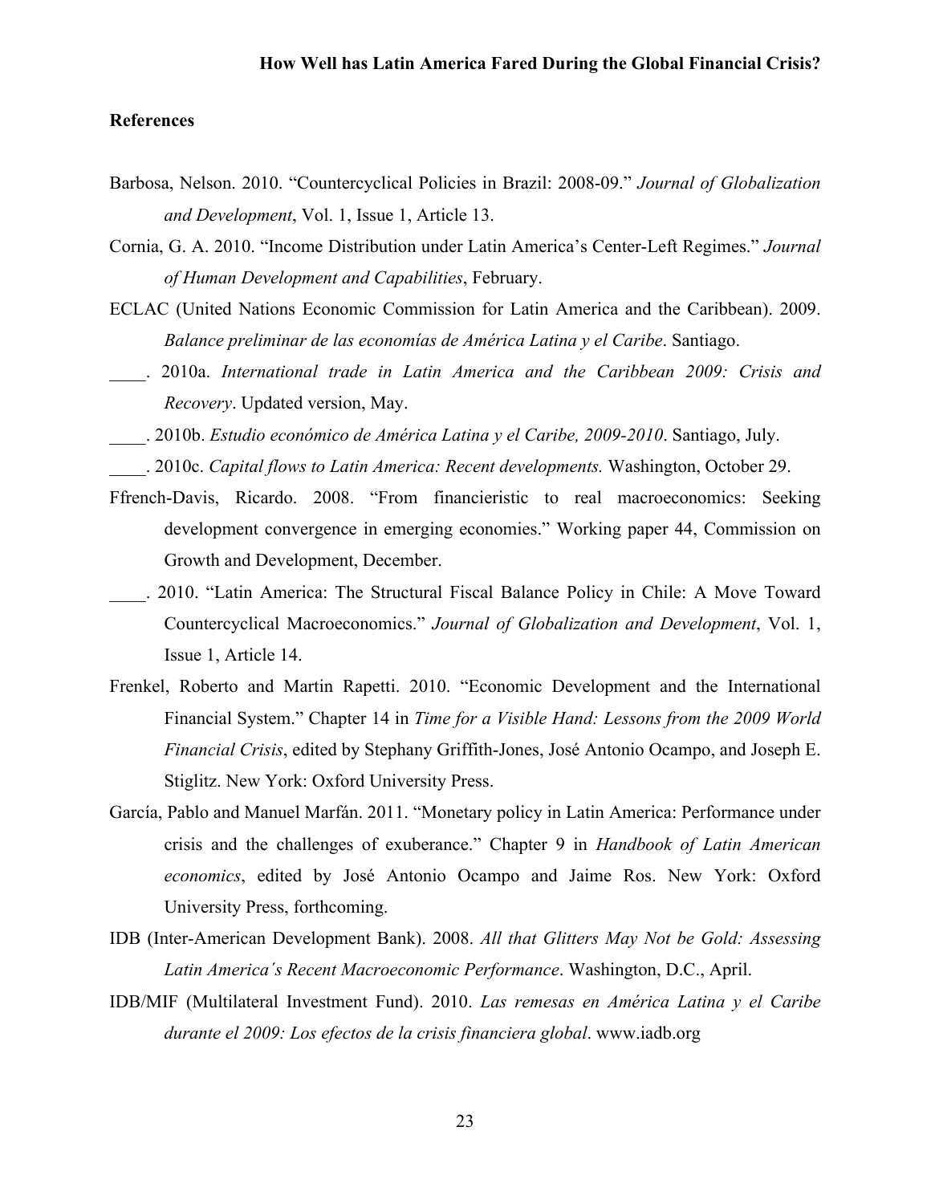## References

Barbosa, Nelson. 2010. "Countercyclical Policies in Brazil: 2008-09." *Journal of Globalization and Development*, Vol. 1, Issue 1, Article 13.

Cornia, G. A. 2010. "Income Distribution under Latin America's Center-Left Regimes." *Journal of Human Development and Capabilities*, February.

ECLAC (United Nations Economic Commission for Latin America and the Caribbean). 2009. *Balance preliminar de las economías de América Latina y el Caribe*. Santiago.

____. 2010a. *International trade in Latin America and the Caribbean 2009: Crisis and Recovery*. Updated version, May.

____. 2010b. *Estudio económico de América Latina y el Caribe, 2009-2010*. Santiago, July.

____. 2010c. *Capital flows to Latin America: Recent developments.* Washington, October 29.

Ffrench-Davis, Ricardo. 2008. "From financieristic to real macroeconomics: Seeking development convergence in emerging economies." Working paper 44, Commission on Growth and Development, December.

____. 2010. "Latin America: The Structural Fiscal Balance Policy in Chile: A Move Toward Countercyclical Macroeconomics." *Journal of Globalization and Development*, Vol. 1, Issue 1, Article 14.

Frenkel, Roberto and Martin Rapetti. 2010. "Economic Development and the International Financial System." Chapter 14 in *Time for a Visible Hand: Lessons from the 2009 World Financial Crisis*, edited by Stephany Griffith-Jones, José Antonio Ocampo, and Joseph E. Stiglitz. New York: Oxford University Press.

García, Pablo and Manuel Marfán. 2011. "Monetary policy in Latin America: Performance under crisis and the challenges of exuberance." Chapter 9 in *Handbook of Latin American economics*, edited by José Antonio Ocampo and Jaime Ros. New York: Oxford University Press, forthcoming.

IDB (Inter-American Development Bank). 2008. *All that Glitters May Not be Gold: Assessing Latin America´s Recent Macroeconomic Performance*. Washington, D.C., April.

IDB/MIF (Multilateral Investment Fund). 2010. *Las remesas en América Latina y el Caribe durante el 2009: Los efectos de la crisis financiera global*. www.iadb.org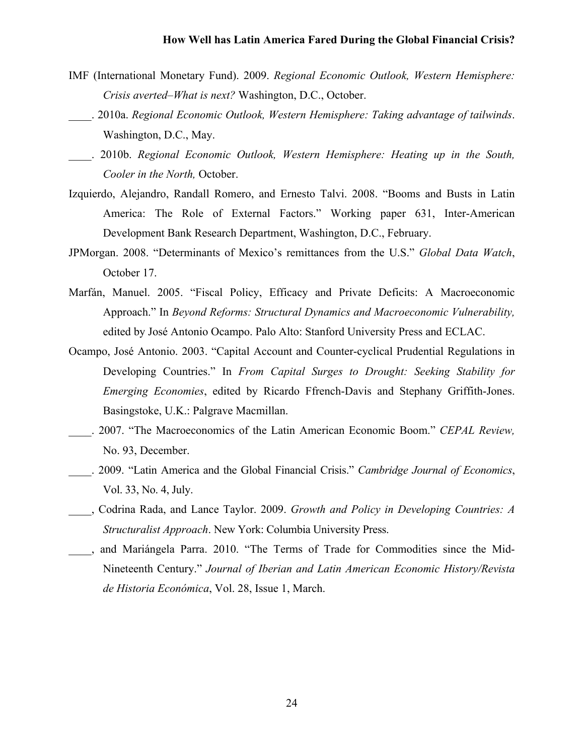IMF (International Monetary Fund). 2009. *Regional Economic Outlook, Western Hemisphere: Crisis averted–What is next?* Washington, D.C., October.

____. 2010a. *Regional Economic Outlook, Western Hemisphere: Taking advantage of tailwinds*. Washington, D.C., May.

____. 2010b. *Regional Economic Outlook, Western Hemisphere: Heating up in the South, Cooler in the North,* October.

Izquierdo, Alejandro, Randall Romero, and Ernesto Talvi. 2008. "Booms and Busts in Latin America: The Role of External Factors." Working paper 631, Inter-American Development Bank Research Department, Washington, D.C., February.

JPMorgan. 2008. "Determinants of Mexico's remittances from the U.S." *Global Data Watch*, October 17.

Marfán, Manuel. 2005. "Fiscal Policy, Efficacy and Private Deficits: A Macroeconomic Approach." In *Beyond Reforms: Structural Dynamics and Macroeconomic Vulnerability,* edited by José Antonio Ocampo. Palo Alto: Stanford University Press and ECLAC.

Ocampo, José Antonio. 2003. "Capital Account and Counter-cyclical Prudential Regulations in Developing Countries." In *From Capital Surges to Drought: Seeking Stability for Emerging Economies*, edited by Ricardo Ffrench-Davis and Stephany Griffith-Jones. Basingstoke, U.K.: Palgrave Macmillan.

____. 2007. "The Macroeconomics of the Latin American Economic Boom." *CEPAL Review,* No. 93, December.

____. 2009. "Latin America and the Global Financial Crisis." *Cambridge Journal of Economics*, Vol. 33, No. 4, July.

____, Codrina Rada, and Lance Taylor. 2009. *Growth and Policy in Developing Countries: A Structuralist Approach*. New York: Columbia University Press.

____, and Mariángela Parra. 2010. "The Terms of Trade for Commodities since the Mid-Nineteenth Century." *Journal of Iberian and Latin American Economic History/Revista de Historia Económica*, Vol. 28, Issue 1, March.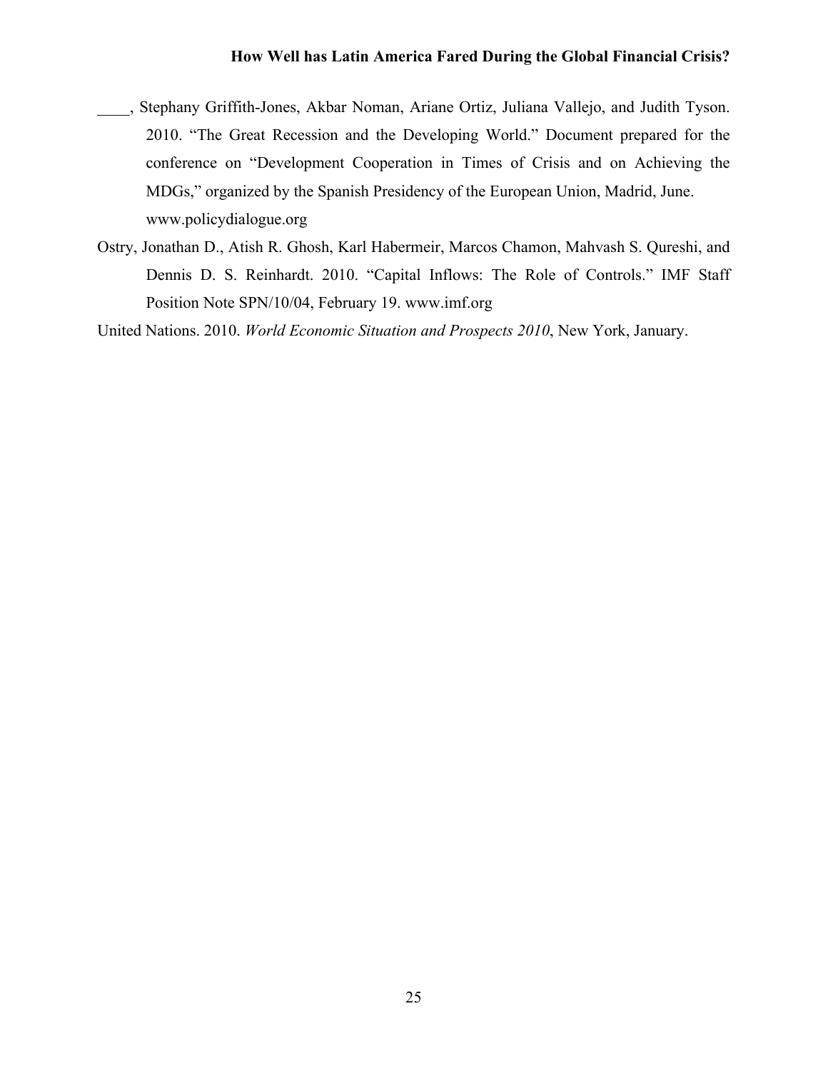____, Stephany Griffith-Jones, Akbar Noman, Ariane Ortiz, Juliana Vallejo, and Judith Tyson. 2010. "The Great Recession and the Developing World." Document prepared for the conference on "Development Cooperation in Times of Crisis and on Achieving the MDGs," organized by the Spanish Presidency of the European Union, Madrid, June. www.policydialogue.org

Ostry, Jonathan D., Atish R. Ghosh, Karl Habermeir, Marcos Chamon, Mahvash S. Qureshi, and Dennis D. S. Reinhardt. 2010. "Capital Inflows: The Role of Controls." IMF Staff Position Note SPN/10/04, February 19. www.imf.org

United Nations. 2010. *World Economic Situation and Prospects 2010*, New York, January.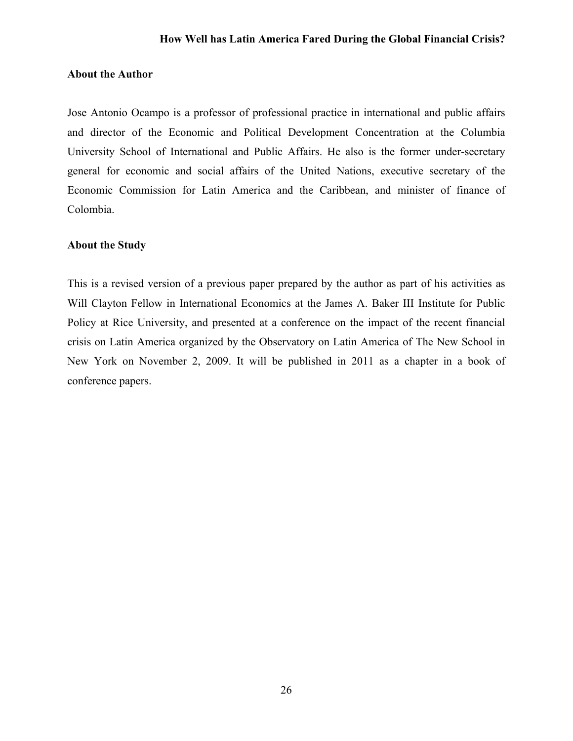## About the Author

Jose Antonio Ocampo is a professor of professional practice in international and public affairs and director of the Economic and Political Development Concentration at the Columbia University School of International and Public Affairs. He also is the former under-secretary general for economic and social affairs of the United Nations, executive secretary of the Economic Commission for Latin America and the Caribbean, and minister of finance of Colombia.

## About the Study

This is a revised version of a previous paper prepared by the author as part of his activities as Will Clayton Fellow in International Economics at the James A. Baker III Institute for Public Policy at Rice University, and presented at a conference on the impact of the recent financial crisis on Latin America organized by the Observatory on Latin America of The New School in New York on November 2, 2009. It will be published in 2011 as a chapter in a book of conference papers.